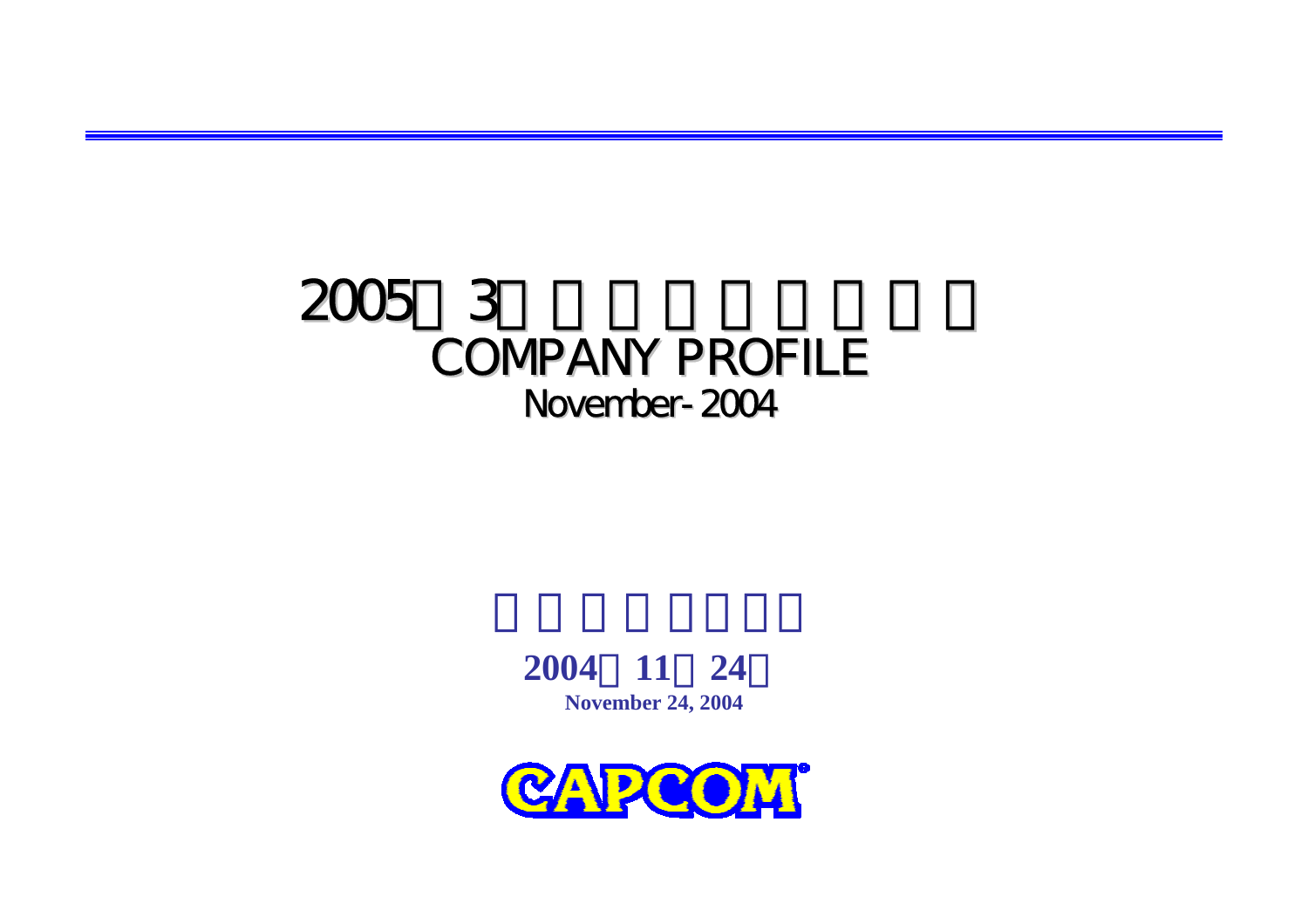# 2005 3

# COMPANY PROFILE

## November-2004

**2004 11 24**

**November 24, 2004**

CAPCOM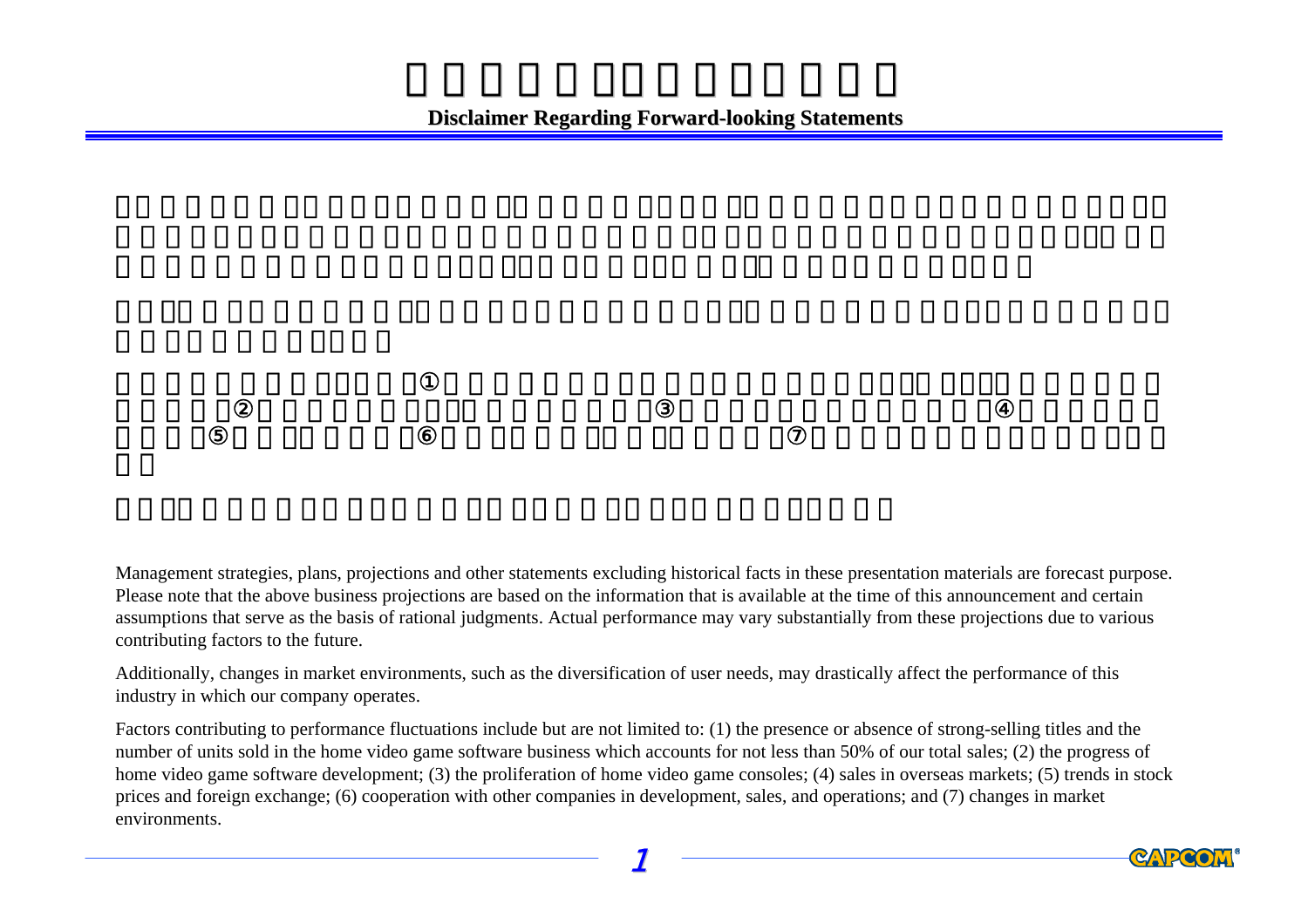## Disclaimer Regarding Forward-looking Statements

Management strategies, plans, projections and other statements excluding historical facts in these presentation materials are forecast purpose. Please note that the above business projections are based on the information that is available at the time of this announcement and certain assumptions that serve as the basis of rational judgments. Actual performance may vary substantially from these projections due to various contributing factors to the future.

Additionally, changes in market environments, such as the diversification of user needs, may drastically affect the performance of this industry in which our company operates.

Factors contributing to performance fluctuations include but are not limited to: (1) the presence or absence of strong-selling titles and the number of units sold in the home video game software business which accounts for not less than 50% of our total sales; (2) the progress of home video game software development; (3) the proliferation of home video game consoles; (4) sales in overseas markets; (5) trends in stock prices and foreign exchange; (6) cooperation with other companies in development, sales, and operations; and (7) changes in market environments.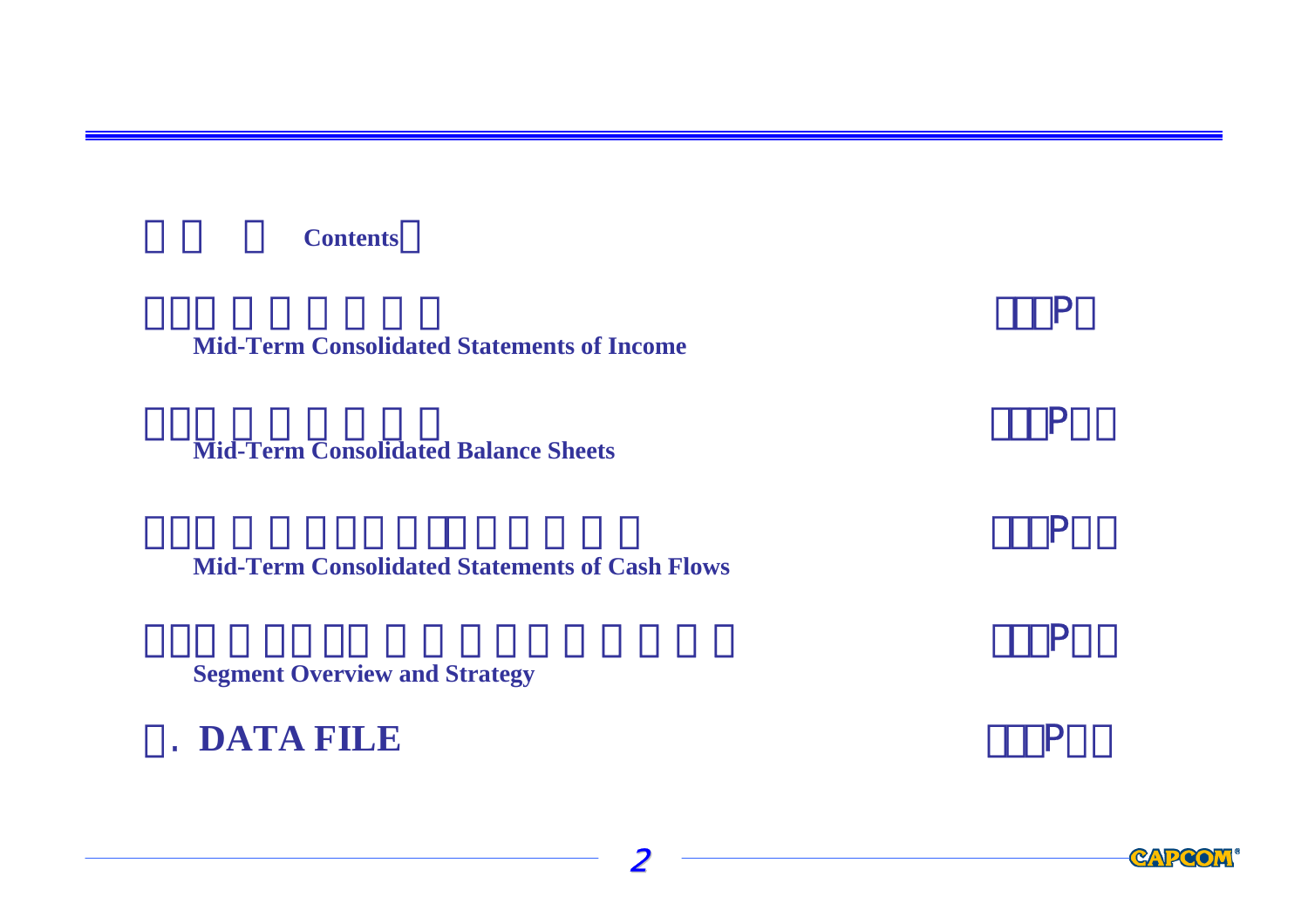**Contents**

**Mid-Term Consolidated Statements of Income**

**Mid-Term Consolidated Balance Sheets**

**Mid-Term Consolidated Statements of Cash Flows**

**Segment Overview and Strategy**

**. DATA FILE**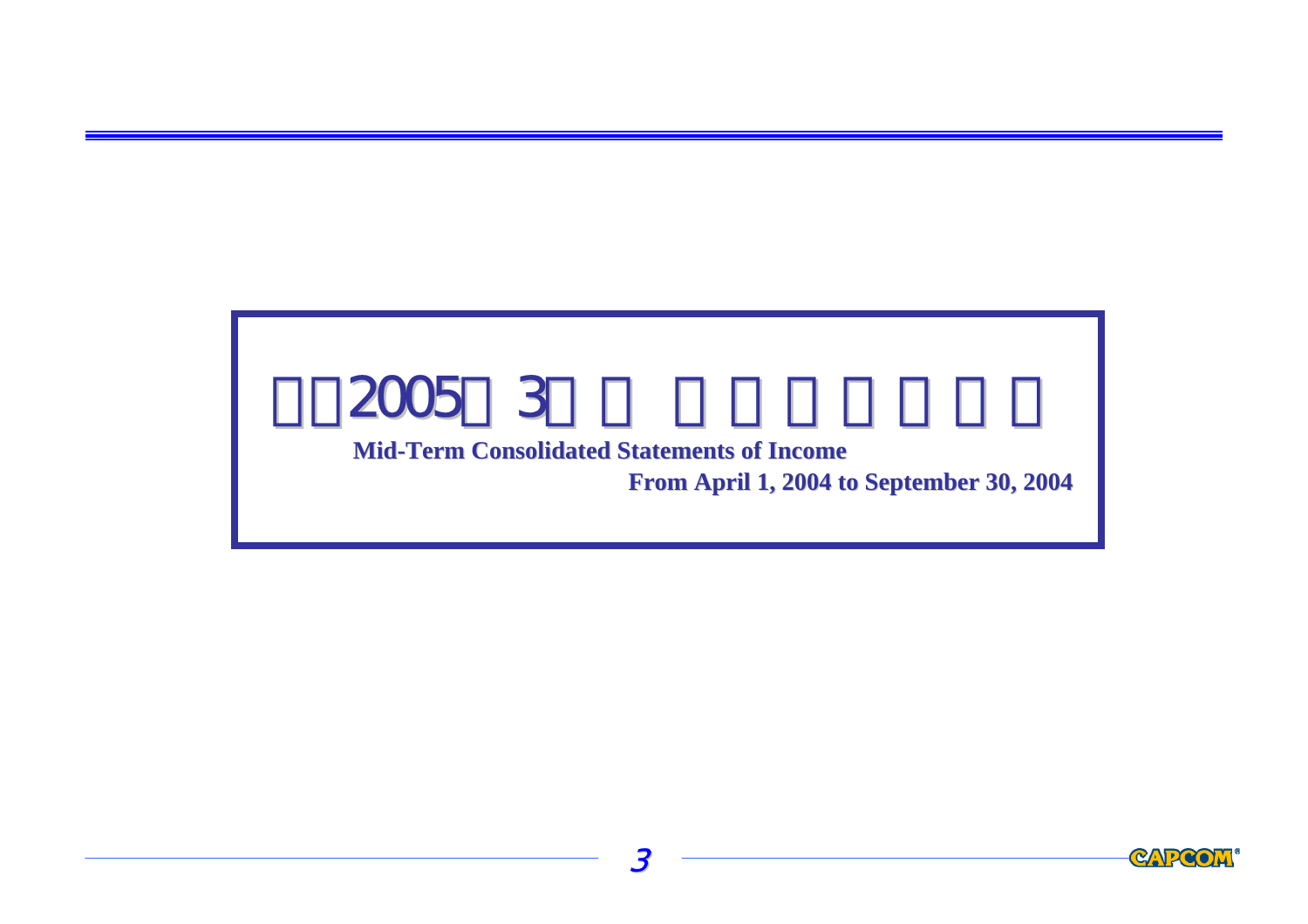# Mid-Term Consolidated Statements of Income

**From April 1, 2004 to September 30, 2004**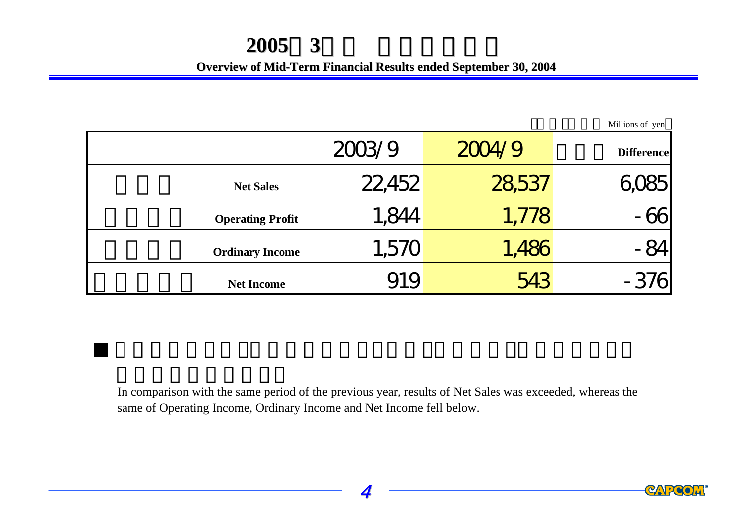# 2005 3

**Overview of Mid-Term Financial Results ended September 30, 2004**

Millions of yen

| | 2003/9 | 2004/9 | Difference |
|---|---|---|---|
| **Net Sales** | 22,452 | 28,537 | 6,085 |
| **Operating Profit** | 1,844 | 1,778 | -66 |
| **Ordinary Income** | 1,570 | 1,486 | -84 |
| **Net Income** | 919 | 543 | -376 |

In comparison with the same period of the previous year, results of Net Sales was exceeded, whereas the same of Operating Income, Ordinary Income and Net Income fell below.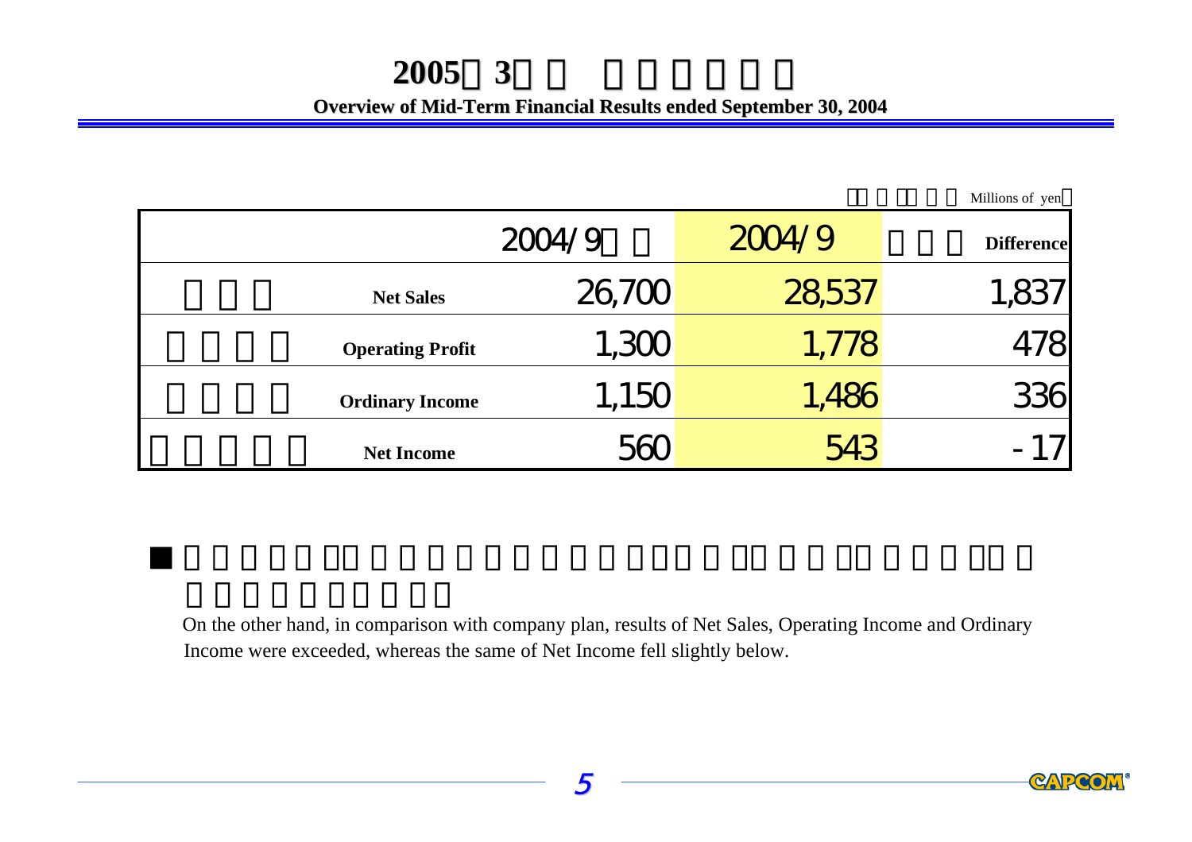# 2005 3

## Overview of Mid-Term Financial Results ended September 30, 2004

Millions of yen

| | | 2004/9 | 2004/9 | Difference |
|---|---|---|---|---|
| | Net Sales | 26,700 | 28,537 | 1,837 |
| | Operating Profit | 1,300 | 1,778 | 478 |
| | Ordinary Income | 1,150 | 1,486 | 336 |
| | Net Income | 560 | 543 | -17 |

On the other hand, in comparison with company plan, results of Net Sales, Operating Income and Ordinary Income were exceeded, whereas the same of Net Income fell slightly below.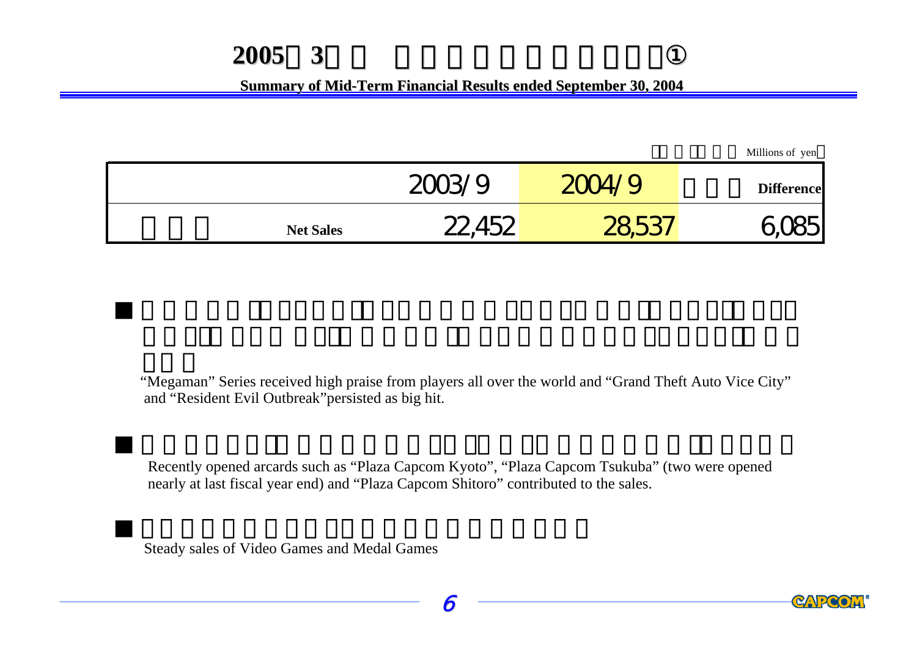# 2005 3 ①

**Summary of Mid-Term Financial Results ended September 30, 2004**

Millions of yen

| | 2003/9 | 2004/9 | Difference |
|---|---|---|---|
| Net Sales | 22,452 | 28,537 | 6,085 |

- "Megaman" Series received high praise from players all over the world and "Grand Theft Auto Vice City" and "Resident Evil Outbreak"persisted as big hit.

- Recently opened arcards such as "Plaza Capcom Kyoto", "Plaza Capcom Tsukuba" (two were opened nearly at last fiscal year end) and "Plaza Capcom Shitoro" contributed to the sales.

- Steady sales of Video Games and Medal Games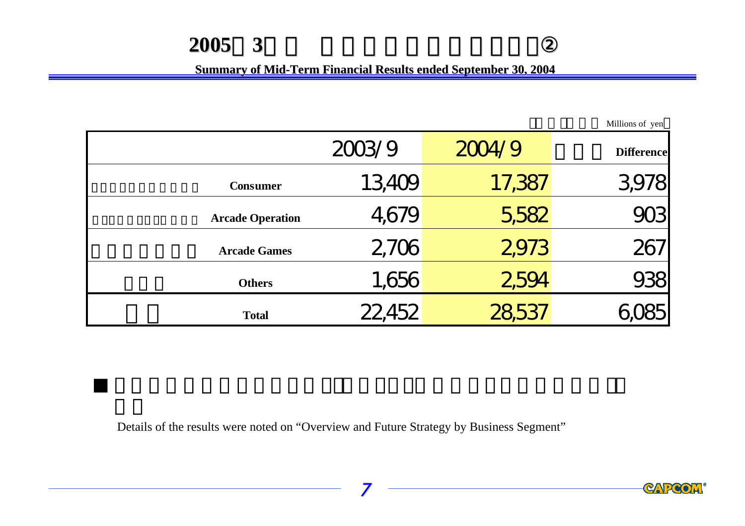# 2005 3 ②

**Summary of Mid-Term Financial Results ended September 30, 2004**

Millions of yen

| | 2003/9 | 2004/9 | Difference |
|---|---|---|---|
| **Consumer** | 13,409 | 17,387 | 3,978 |
| **Arcade Operation** | 4,679 | 5,582 | 903 |
| **Arcade Games** | 2,706 | 2,973 | 267 |
| **Others** | 1,656 | 2,594 | 938 |
| **Total** | 22,452 | 28,537 | 6,085 |

■

Details of the results were noted on “Overview and Future Strategy by Business Segment”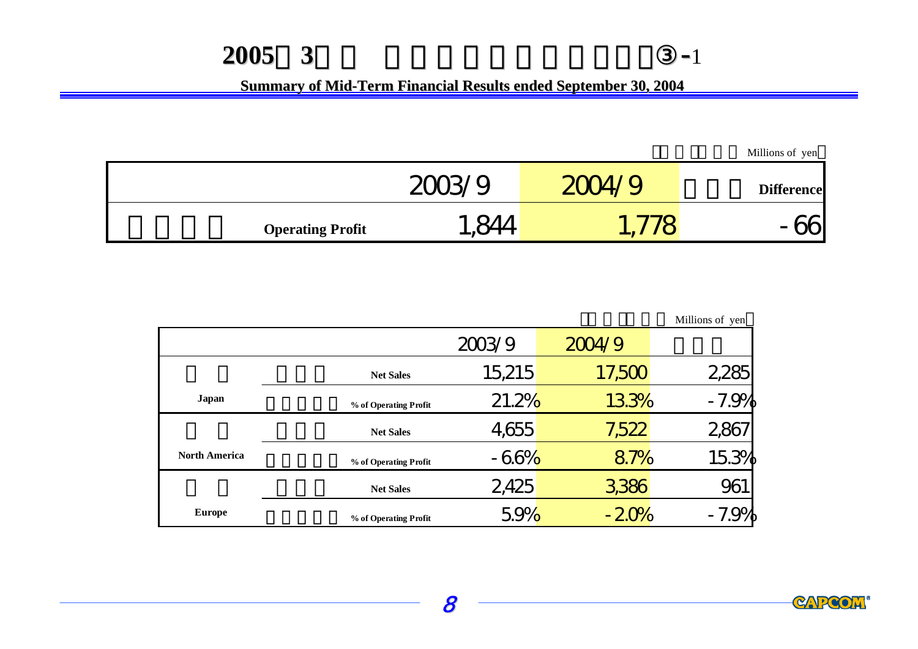# 2005 3 ③-1

**Summary of Mid-Term Financial Results ended September 30, 2004**

Millions of yen

| | 2003/9 | 2004/9 | Difference |
|---|---|---|---|
| **Operating Profit** | 1,844 | 1,778 | -66 |

Millions of yen

| | | 2003/9 | 2004/9 | |
|---|---|---|---|---|
| **Japan** | **Net Sales** | 15,215 | 17,500 | 2,285 |
| | **% of Operating Profit** | 21.2% | 13.3% | -7.9% |
| **North America** | **Net Sales** | 4,655 | 7,522 | 2,867 |
| | **% of Operating Profit** | -6.6% | 8.7% | 15.3% |
| **Europe** | **Net Sales** | 2,425 | 3,386 | 961 |
| | **% of Operating Profit** | 5.9% | -2.0% | -7.9% |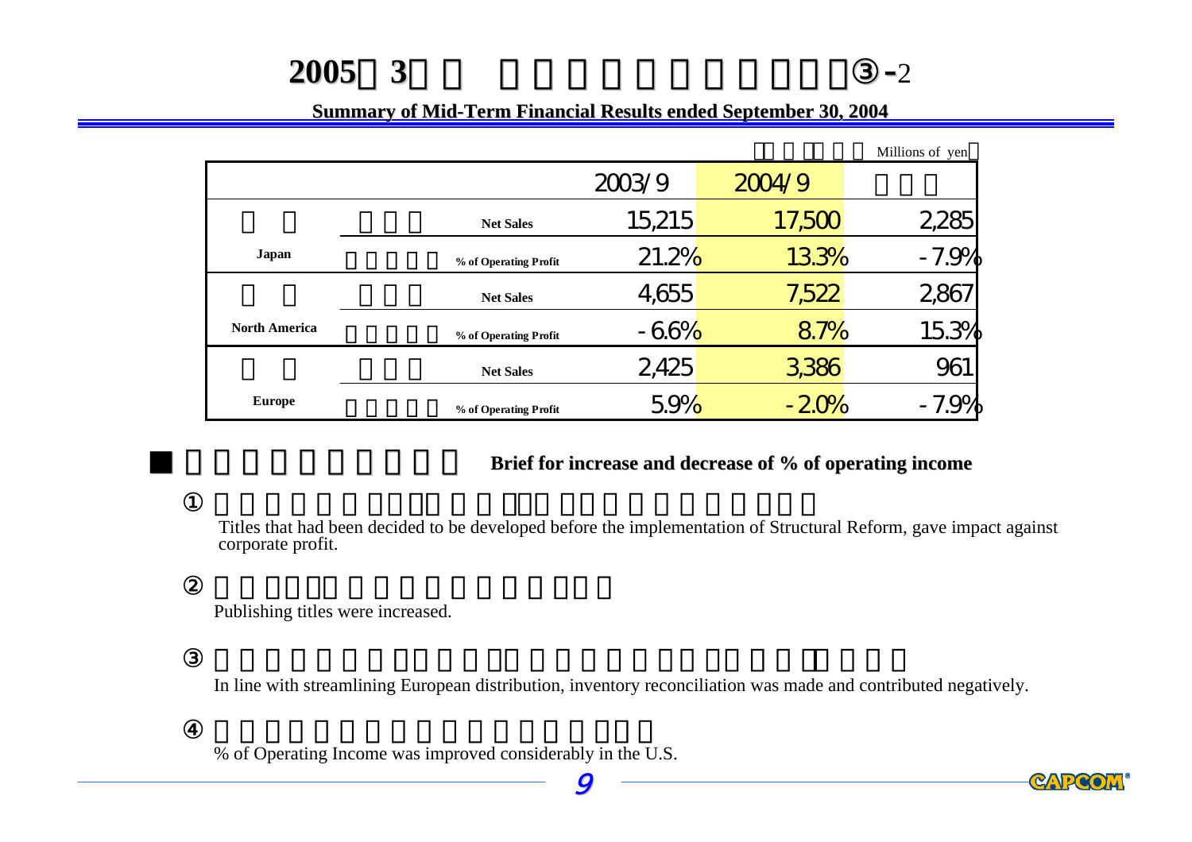# 2005 3 ③-2

**Summary of Mid-Term Financial Results ended September 30, 2004**

Millions of yen

| | | 2003/9 | 2004/9 | |
|---|---|---|---|---|
| Japan | Net Sales | 15,215 | 17,500 | 2,285 |
| | % of Operating Profit | 21.2% | 13.3% | -7.9% |
| North America | Net Sales | 4,655 | 7,522 | 2,867 |
| | % of Operating Profit | -6.6% | 8.7% | 15.3% |
| Europe | Net Sales | 2,425 | 3,386 | 961 |
| | % of Operating Profit | 5.9% | -2.0% | -7.9% |

■ **Brief for increase and decrease of % of operating income**

① Titles that had been decided to be developed before the implementation of Structural Reform, gave impact against corporate profit.

② Publishing titles were increased.

③ In line with streamlining European distribution, inventory reconciliation was made and contributed negatively.

④ % of Operating Income was improved considerably in the U.S.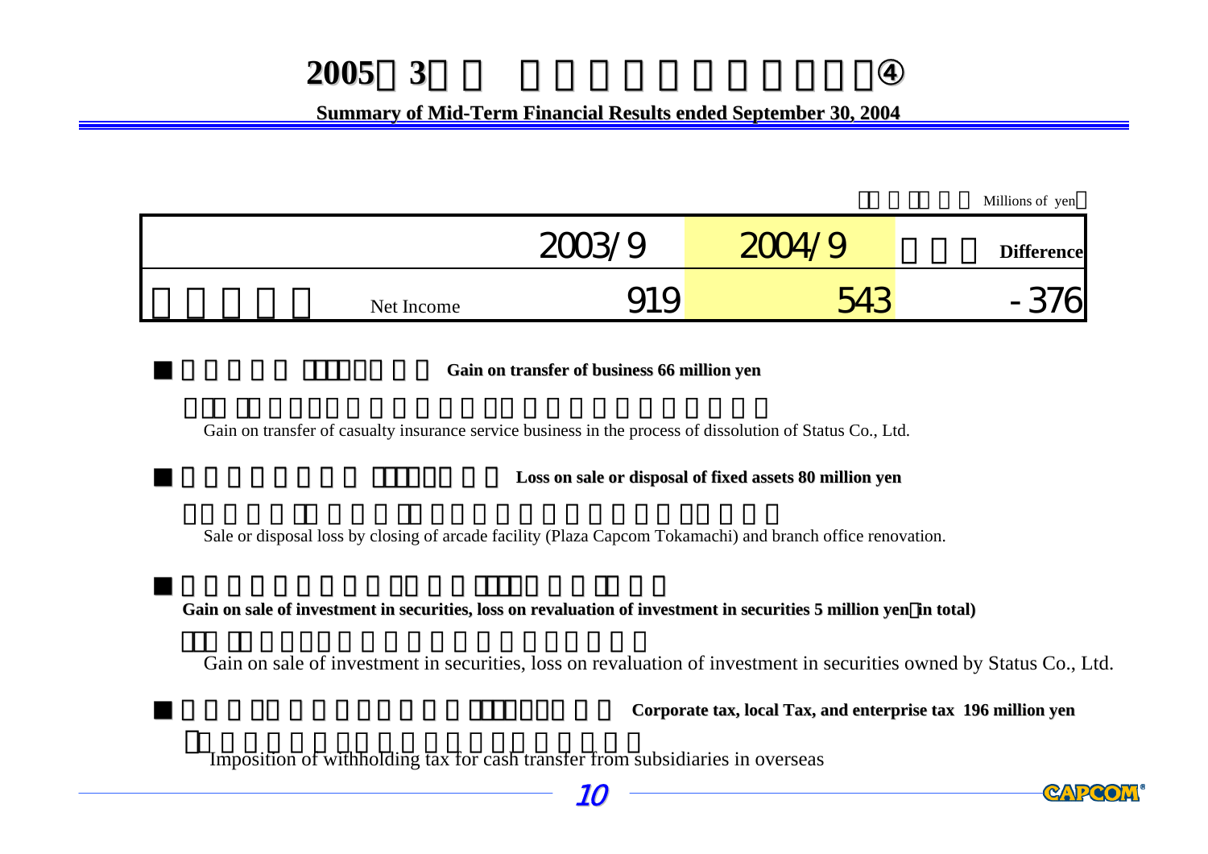# 2005 3 ④

**Summary of Mid-Term Financial Results ended September 30, 2004**

Millions of yen

| | 2003/9 | 2004/9 | Difference |
|---|---|---|---|
| Net Income | 919 | 543 | -376 |

- **Gain on transfer of business 66 million yen**

  Gain on transfer of casualty insurance service business in the process of dissolution of Status Co., Ltd.

- **Loss on sale or disposal of fixed assets 80 million yen**

  Sale or disposal loss by closing of arcade facility (Plaza Capcom Tokamachi) and branch office renovation.

- **Gain on sale of investment in securities, loss on revaluation of investment in securities 5 million yen (in total)**

  Gain on sale of investment in securities, loss on revaluation of investment in securities owned by Status Co., Ltd.

- **Corporate tax, local Tax, and enterprise tax 196 million yen**

  Imposition of withholding tax for cash transfer from subsidiaries in overseas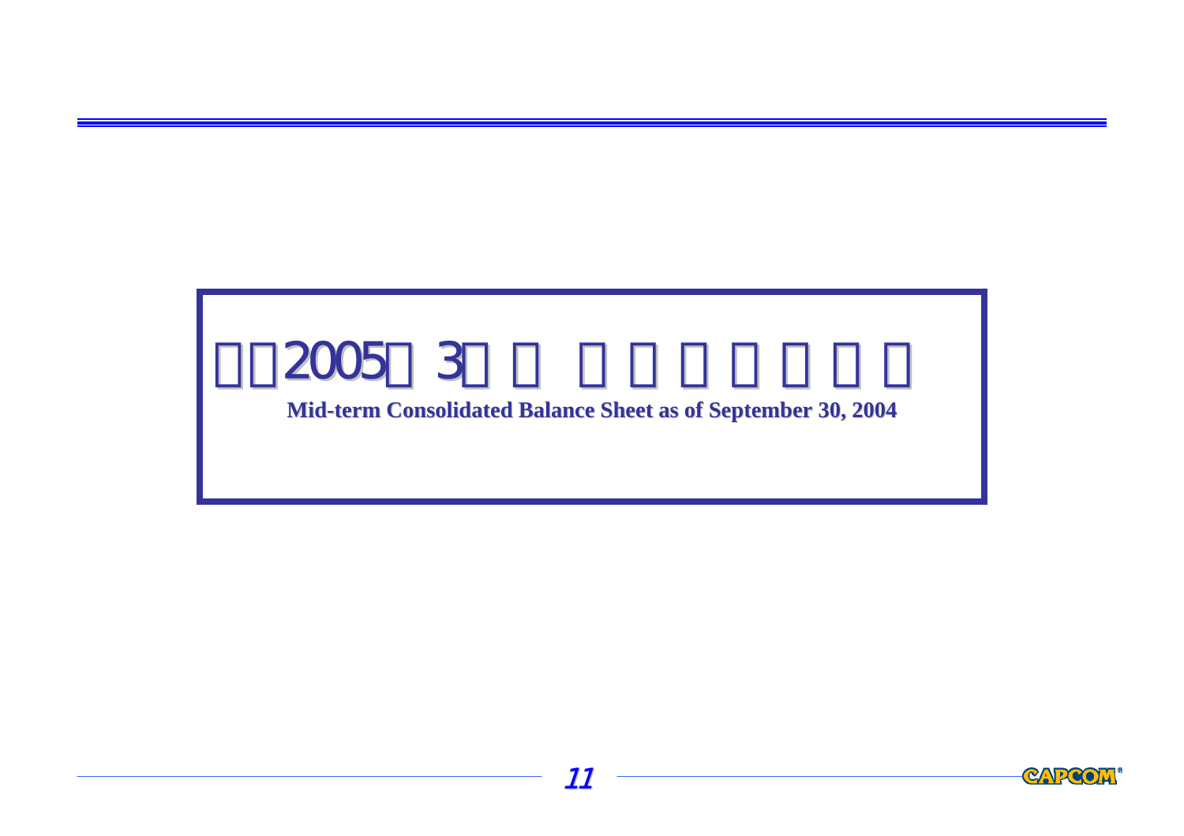# □□2005□3□□ □□□□□□□

**Mid-term Consolidated Balance Sheet as of September 30, 2004**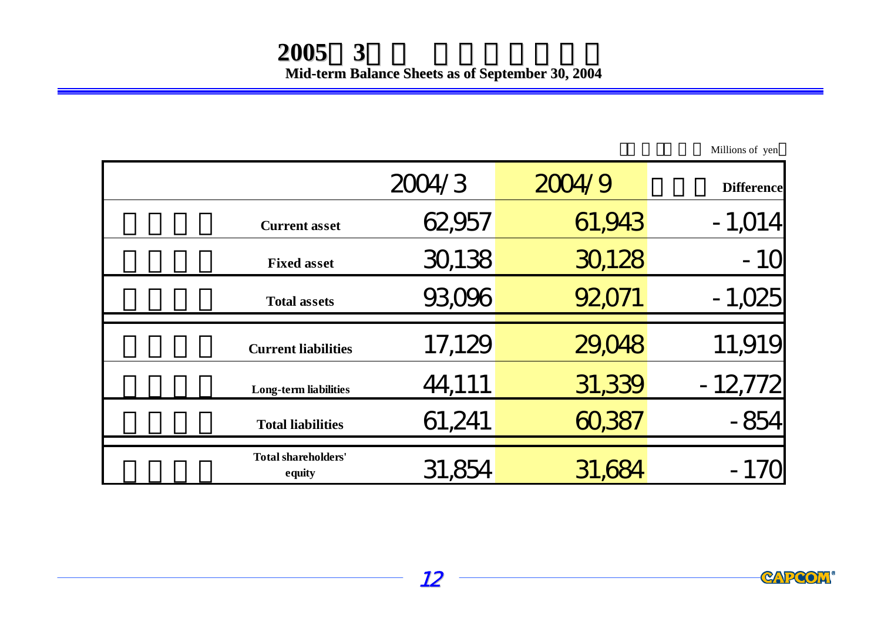# 2005年3月期 中間貸借対照表

**Mid-term Balance Sheets as of September 30, 2004**

（単位：百万円　Millions of yen）

| | 2004/3 | 2004/9 | Difference |
|---|---|---|---|
| **Current asset** | 62,957 | 61,943 | -1,014 |
| **Fixed asset** | 30,138 | 30,128 | -10 |
| **Total assets** | 93,096 | 92,071 | -1,025 |
| **Current liabilities** | 17,129 | 29,048 | 11,919 |
| **Long-term liabilities** | 44,111 | 31,339 | -12,772 |
| **Total liabilities** | 61,241 | 60,387 | -854 |
| **Total shareholders' equity** | 31,854 | 31,684 | -170 |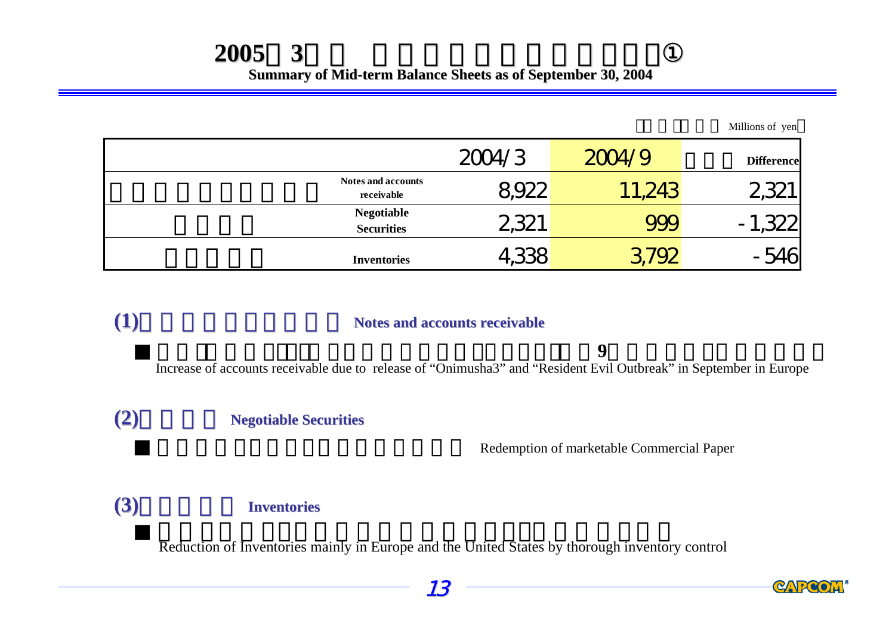# 2005　3

**Summary of Mid-term Balance Sheets as of September 30, 2004**

Millions of yen

| | 2004/3 | 2004/9 | Difference |
|---|---|---|---|
| Notes and accounts receivable | 8,922 | 11,243 | 2,321 |
| Negotiable Securities | 2,321 | 999 | -1,322 |
| Inventories | 4,338 | 3,792 | -546 |

## (1) Notes and accounts receivable

- 9
  Increase of accounts receivable due to release of "Onimusha3" and "Resident Evil Outbreak" in September in Europe

## (2) Negotiable Securities

- Redemption of marketable Commercial Paper

## (3) Inventories

- Reduction of Inventories mainly in Europe and the United States by thorough inventory control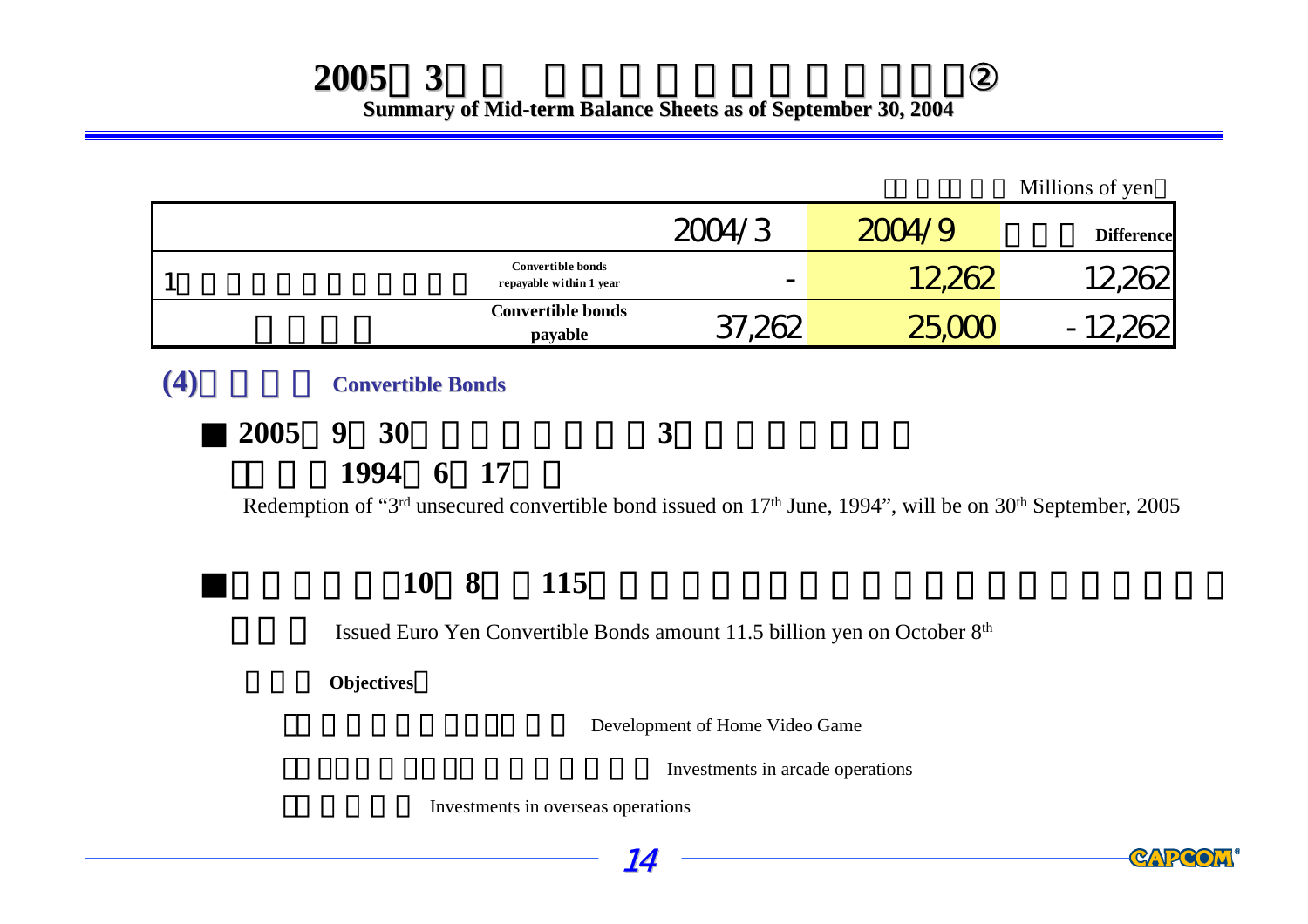# 2005 3 ②

**Summary of Mid-term Balance Sheets as of September 30, 2004**

Millions of yen

| | | 2004/3 | 2004/9 | Difference |
|---|---|---|---|---|
| 1 | Convertible bonds repayable within 1 year | - | 12,262 | 12,262 |
| | Convertible bonds payable | 37,262 | 25,000 | -12,262 |

## (4) Convertible Bonds

■ 2005 9 30 3 1994 6 17

Redemption of "3rd unsecured convertible bond issued on 17th June, 1994", will be on 30th September, 2005

■ 10 8 115

Issued Euro Yen Convertible Bonds amount 11.5 billion yen on October 8th

**Objectives**

- Development of Home Video Game
- Investments in arcade operations
- Investments in overseas operations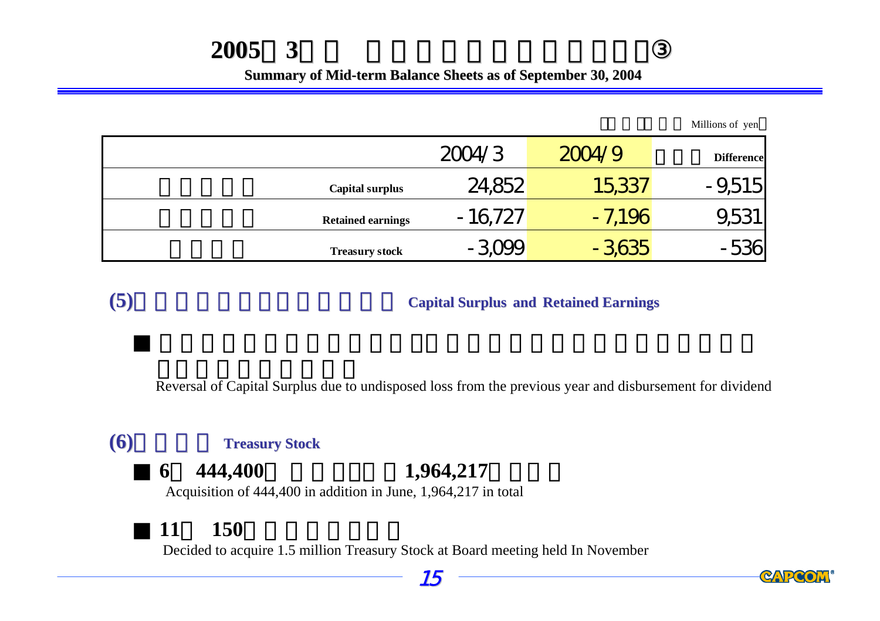# 2005年3月期 中間貸借対照表の概要③

**Summary of Mid-term Balance Sheets as of September 30, 2004**

（単位：百万円）Millions of yen

| | | 2004/3 | 2004/9 | 増減 Difference |
|---|---|---|---|---|
| | **Capital surplus** | 24,852 | 15,337 | -9,515 |
| | **Retained earnings** | -16,727 | -7,196 | 9,531 |
| | **Treasury stock** | -3,099 | -3,635 | -536 |

## (5) Capital Surplus and Retained Earnings

- Reversal of Capital Surplus due to undisposed loss from the previous year and disbursement for dividend

## (6) Treasury Stock

- **6**月 **444,400**株 … **1,964,217**株
  Acquisition of 444,400 in addition in June, 1,964,217 in total

- **11**月 **150**万株
  Decided to acquire 1.5 million Treasury Stock at Board meeting held In November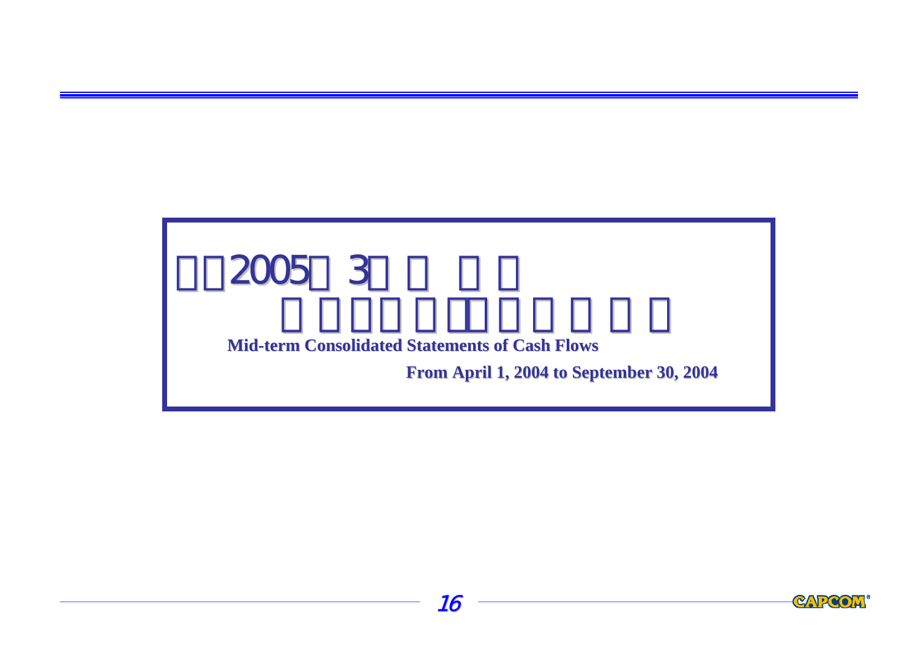# Mid-term Consolidated Statements of Cash Flows

**From April 1, 2004 to September 30, 2004**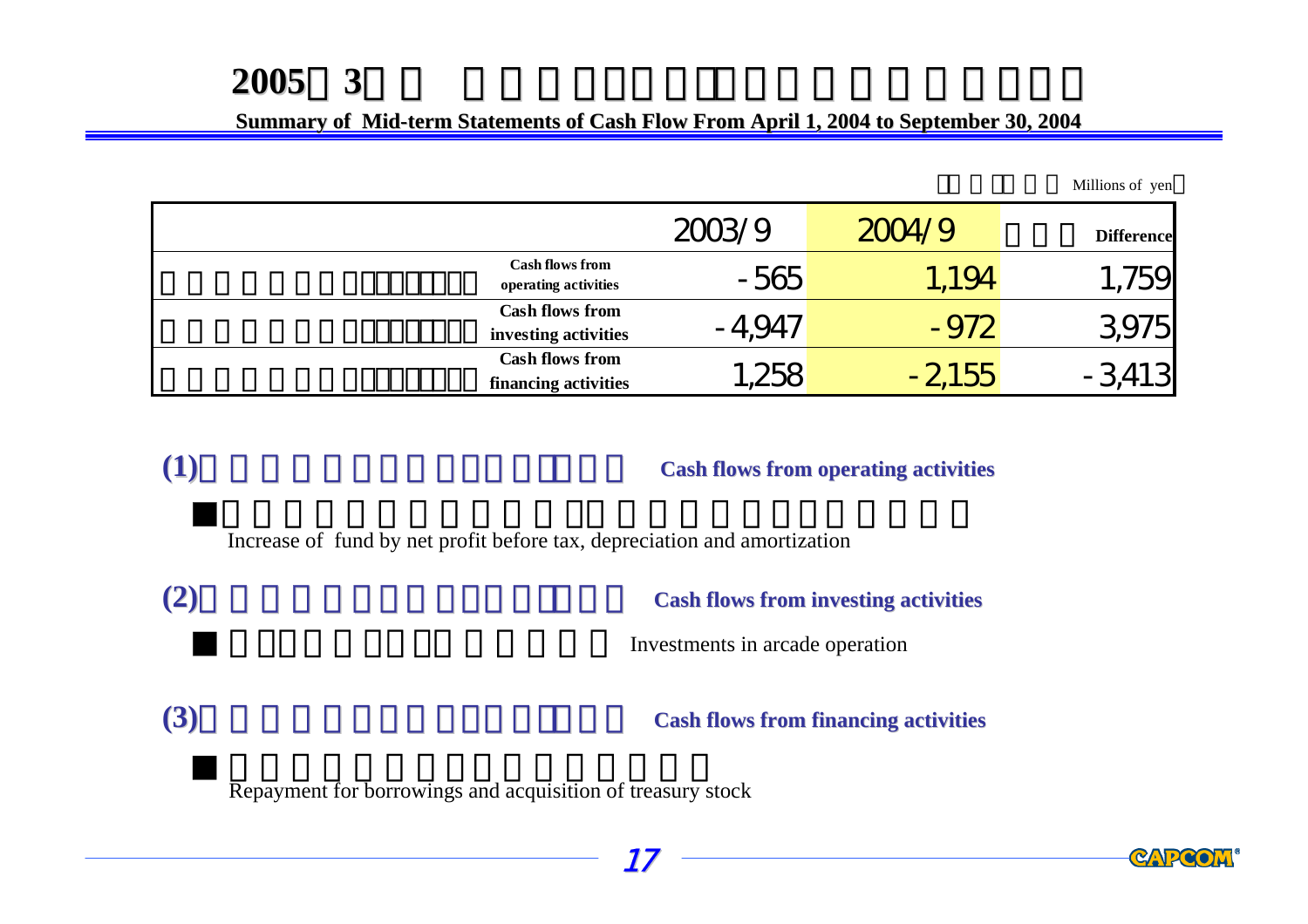# 2005 3

**Summary of Mid-term Statements of Cash Flow From April 1, 2004 to September 30, 2004**

Millions of yen

| | 2003/9 | 2004/9 | Difference |
|---|---|---|---|
| Cash flows from operating activities | -565 | 1,194 | 1,759 |
| Cash flows from investing activities | -4,947 | -972 | 3,975 |
| Cash flows from financing activities | 1,258 | -2,155 | -3,413 |

**(1) Cash flows from operating activities**

- Increase of fund by net profit before tax, depreciation and amortization

**(2) Cash flows from investing activities**

- Investments in arcade operation

**(3) Cash flows from financing activities**

- Repayment for borrowings and acquisition of treasury stock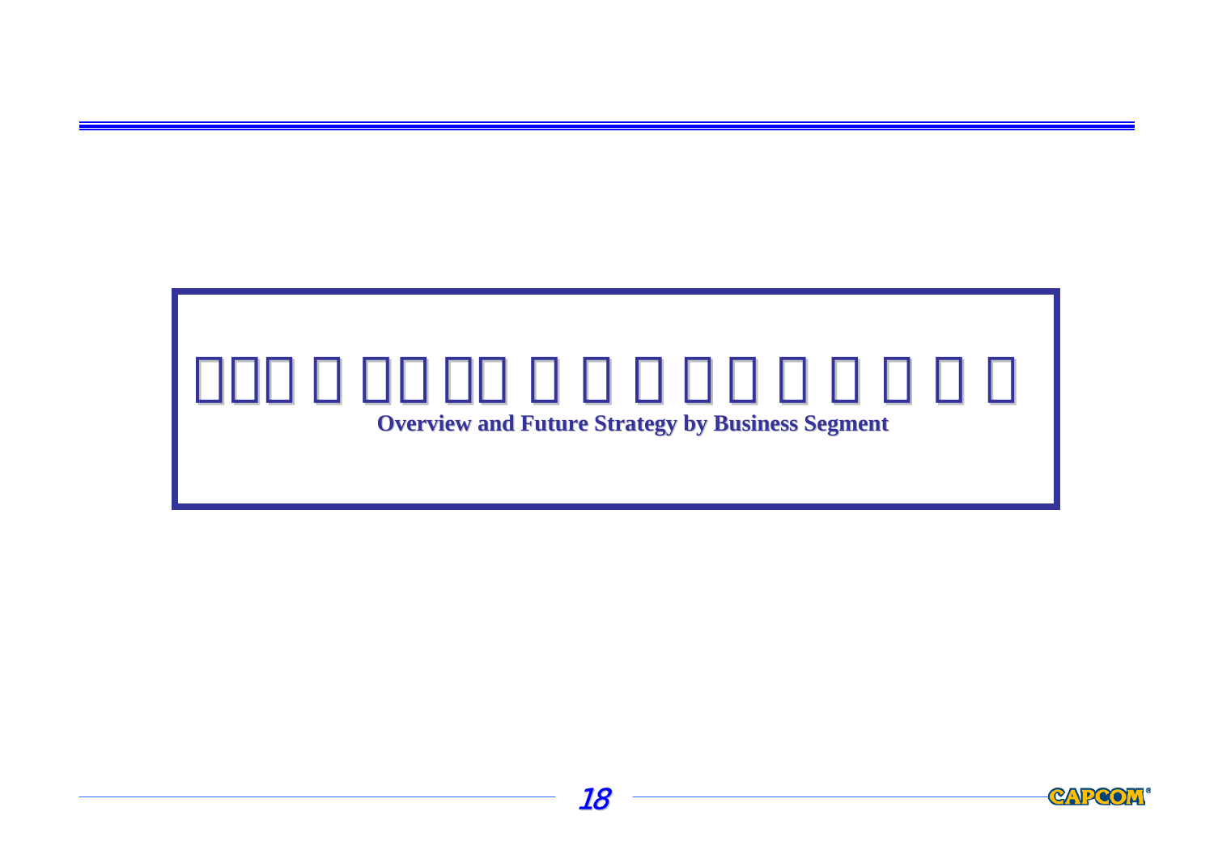# Overview and Future Strategy by Business Segment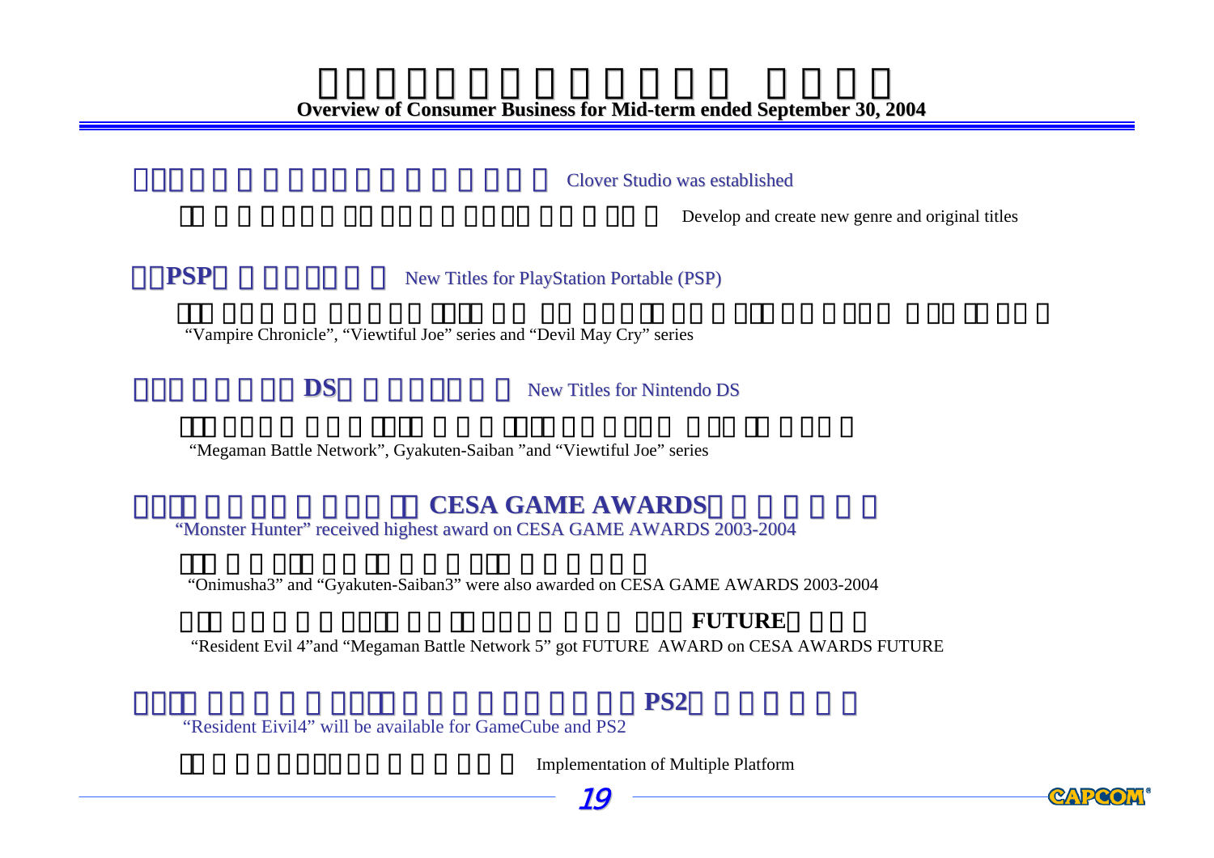## Overview of Consumer Business for Mid-term ended September 30, 2004

**Clover Studio was established**

- Develop and create new genre and original titles

**PSP New Titles for PlayStation Portable (PSP)**

- "Vampire Chronicle", "Viewtiful Joe" series and "Devil May Cry" series

**DS New Titles for Nintendo DS**

- "Megaman Battle Network", Gyakuten-Saiban "and "Viewtiful Joe" series

**CESA GAME AWARDS**
"Monster Hunter" received highest award on CESA GAME AWARDS 2003-2004

- "Onimusha3" and "Gyakuten-Saiban3" were also awarded on CESA GAME AWARDS 2003-2004
- **FUTURE**
  "Resident Evil 4"and "Megaman Battle Network 5" got FUTURE AWARD on CESA AWARDS FUTURE

**PS2**
"Resident Eivil4" will be available for GameCube and PS2

- Implementation of Multiple Platform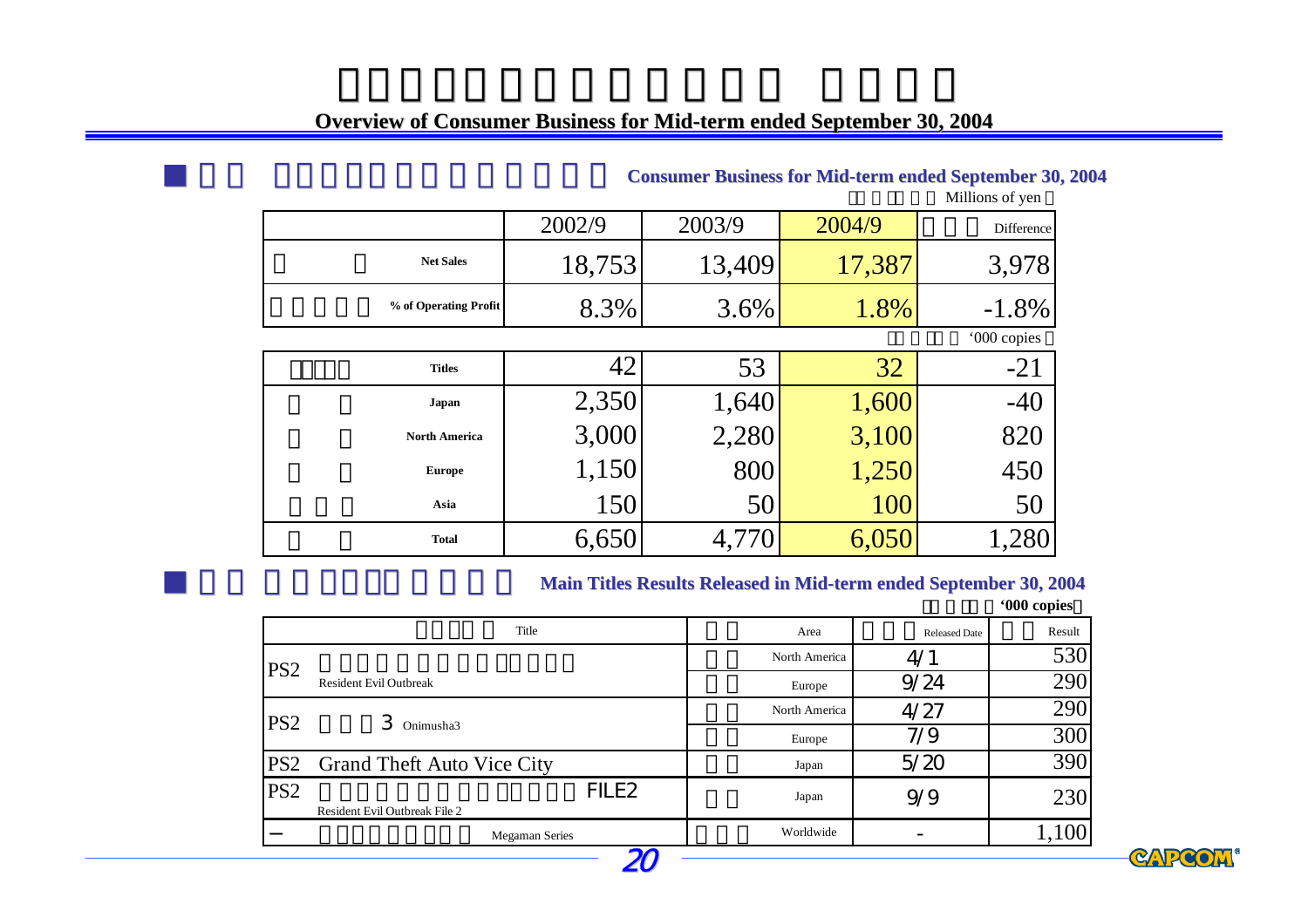# Overview of Consumer Business for Mid-term ended September 30, 2004

## Consumer Business for Mid-term ended September 30, 2004

Millions of yen

| | 2002/9 | 2003/9 | 2004/9 | Difference |
|---|---|---|---|---|
| Net Sales | 18,753 | 13,409 | 17,387 | 3,978 |
| % of Operating Profit | 8.3% | 3.6% | 1.8% | -1.8% |

'000 copies

| | 2002/9 | 2003/9 | 2004/9 | Difference |
|---|---|---|---|---|
| Titles | 42 | 53 | 32 | -21 |
| Japan | 2,350 | 1,640 | 1,600 | -40 |
| North America | 3,000 | 2,280 | 3,100 | 820 |
| Europe | 1,150 | 800 | 1,250 | 450 |
| Asia | 150 | 50 | 100 | 50 |
| Total | 6,650 | 4,770 | 6,050 | 1,280 |

## Main Titles Results Released in Mid-term ended September 30, 2004

'000 copies

| | Title | Area | Released Date | Result |
|---|---|---|---|---|
| PS2 | Resident Evil Outbreak | North America | 4/1 | 530 |
| | | Europe | 9/24 | 290 |
| PS2 | 3 Onimusha3 | North America | 4/27 | 290 |
| | | Europe | 7/9 | 300 |
| PS2 | Grand Theft Auto Vice City | Japan | 5/20 | 390 |
| PS2 | FILE2 Resident Evil Outbreak File 2 | Japan | 9/9 | 230 |
| – | Megaman Series | Worldwide | - | 1,100 |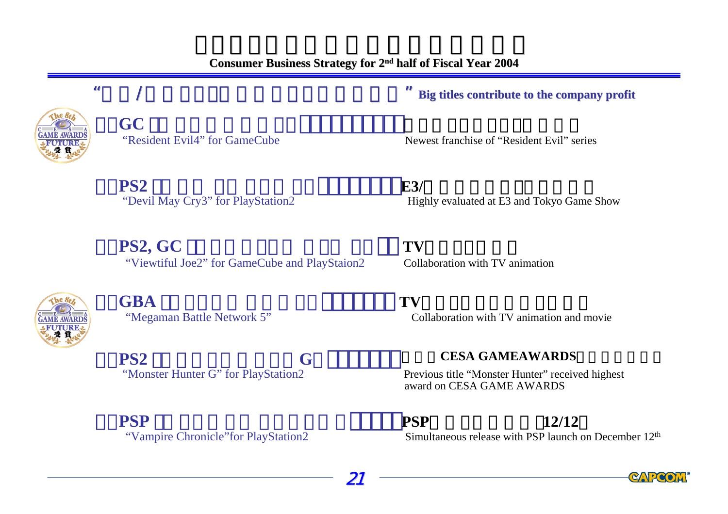# Consumer Business Strategy for 2nd half of Fiscal Year 2004

**Big titles contribute to the company profit**

**GC** "Resident Evil4" for GameCube
Newest franchise of "Resident Evil" series

**PS2** "Devil May Cry3" for PlayStation2
**E3/** Highly evaluated at E3 and Tokyo Game Show

**PS2, GC** "Viewtiful Joe2" for GameCube and PlayStaion2
**TV** Collaboration with TV animation

**GBA** "Megaman Battle Network 5"
**TV** Collaboration with TV animation and movie

**PS2** **G** "Monster Hunter G" for PlayStation2
**CESA GAMEAWARDS** Previous title "Monster Hunter" received highest award on CESA GAME AWARDS

**PSP** "Vampire Chronicle"for PlayStation2
**PSP** **12/12** Simultaneous release with PSP launch on December 12th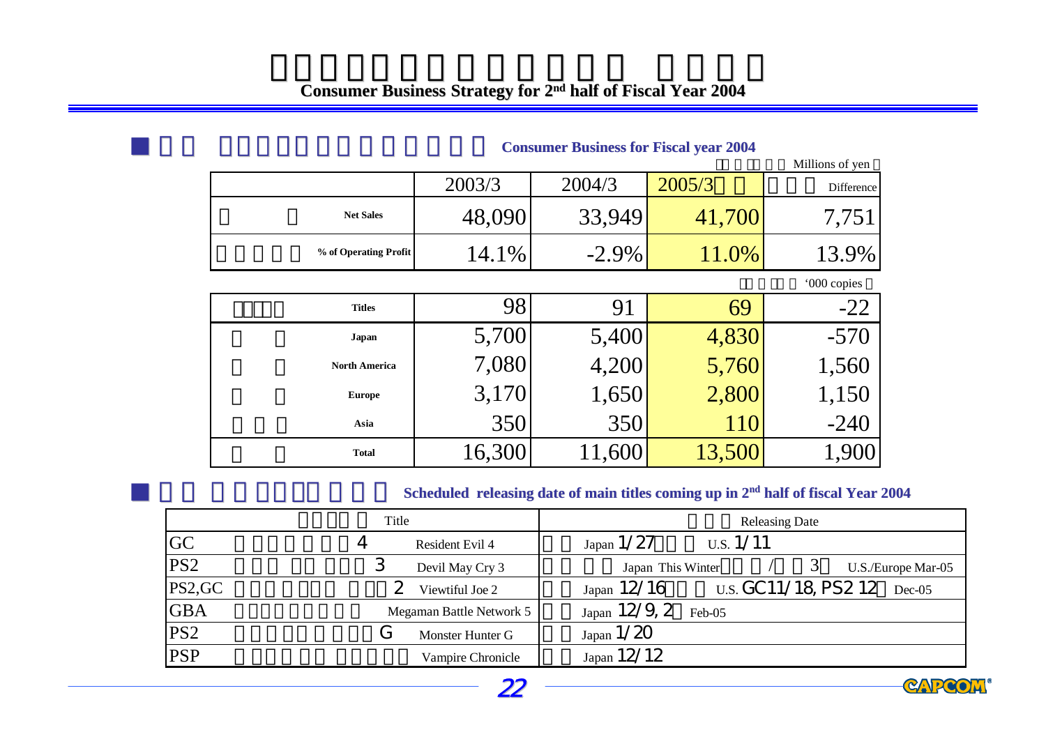# Consumer Business Strategy for 2nd half of Fiscal Year 2004

## Consumer Business for Fiscal year 2004

（Millions of yen）

| | 2003/3 | 2004/3 | 2005/3 | Difference |
|---|---|---|---|---|
| Net Sales | 48,090 | 33,949 | 41,700 | 7,751 |
| % of Operating Profit | 14.1% | -2.9% | 11.0% | 13.9% |

（'000 copies）

| | 2003/3 | 2004/3 | 2005/3 | Difference |
|---|---|---|---|---|
| Titles | 98 | 91 | 69 | -22 |
| Japan | 5,700 | 5,400 | 4,830 | -570 |
| North America | 7,080 | 4,200 | 5,760 | 1,560 |
| Europe | 3,170 | 1,650 | 2,800 | 1,150 |
| Asia | 350 | 350 | 110 | -240 |
| Total | 16,300 | 11,600 | 13,500 | 1,900 |

## Scheduled releasing date of main titles coming up in 2nd half of fiscal Year 2004

| | Title | Releasing Date |
|---|---|---|
| GC | Resident Evil 4 | Japan 1/27 U.S. 1/11 |
| PS2 | Devil May Cry 3 | Japan This Winter / U.S./Europe Mar-05 |
| PS2,GC | Viewtiful Joe 2 | Japan 12/16 U.S. GC11/18, PS2 12 Dec-05 |
| GBA | Megaman Battle Network 5 | Japan 12/9, 2 Feb-05 |
| PS2 | Monster Hunter G | Japan 1/20 |
| PSP | Vampire Chronicle | Japan 12/12 |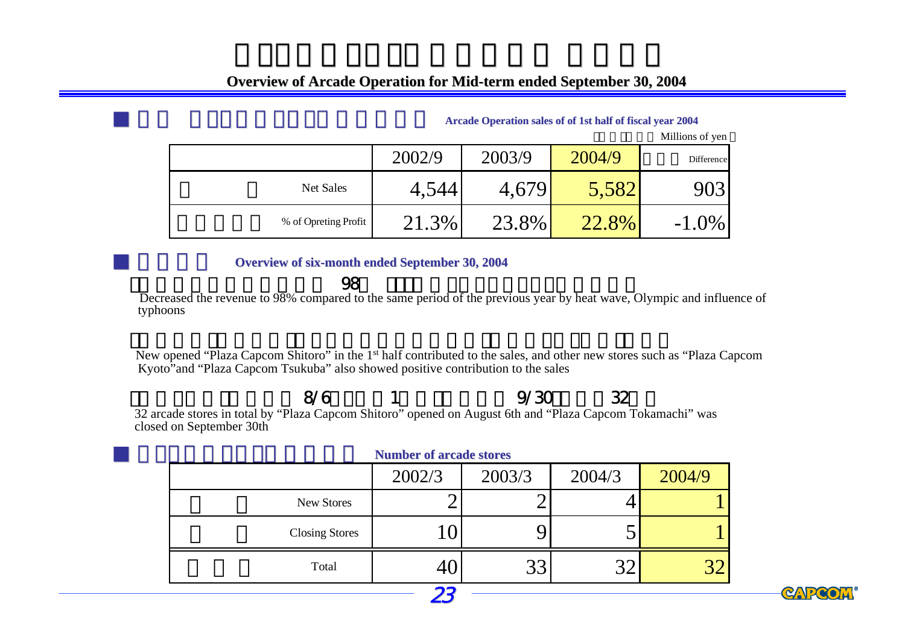# Overview of Arcade Operation for Mid-term ended September 30, 2004

## Arcade Operation sales of of 1st half of fiscal year 2004

Millions of yen

| | 2002/9 | 2003/9 | 2004/9 | Difference |
|---|---|---|---|---|
| Net Sales | 4,544 | 4,679 | 5,582 | 903 |
| % of Opreting Profit | 21.3% | 23.8% | 22.8% | -1.0% |

## Overview of six-month ended September 30, 2004

98

Decreased the revenue to 98% compared to the same period of the previous year by heat wave, Olympic and influence of typhoons

New opened “Plaza Capcom Shitoro” in the 1st half contributed to the sales, and other new stores such as “Plaza Capcom Kyoto”and “Plaza Capcom Tsukuba” also showed positive contribution to the sales

8/6 1 9/30 32

32 arcade stores in total by “Plaza Capcom Shitoro” opened on August 6th and “Plaza Capcom Tokamachi” was closed on September 30th

## Number of arcade stores

| | 2002/3 | 2003/3 | 2004/3 | 2004/9 |
|---|---|---|---|---|
| New Stores | 2 | 2 | 4 | 1 |
| Closing Stores | 10 | 9 | 5 | 1 |
| Total | 40 | 33 | 32 | 32 |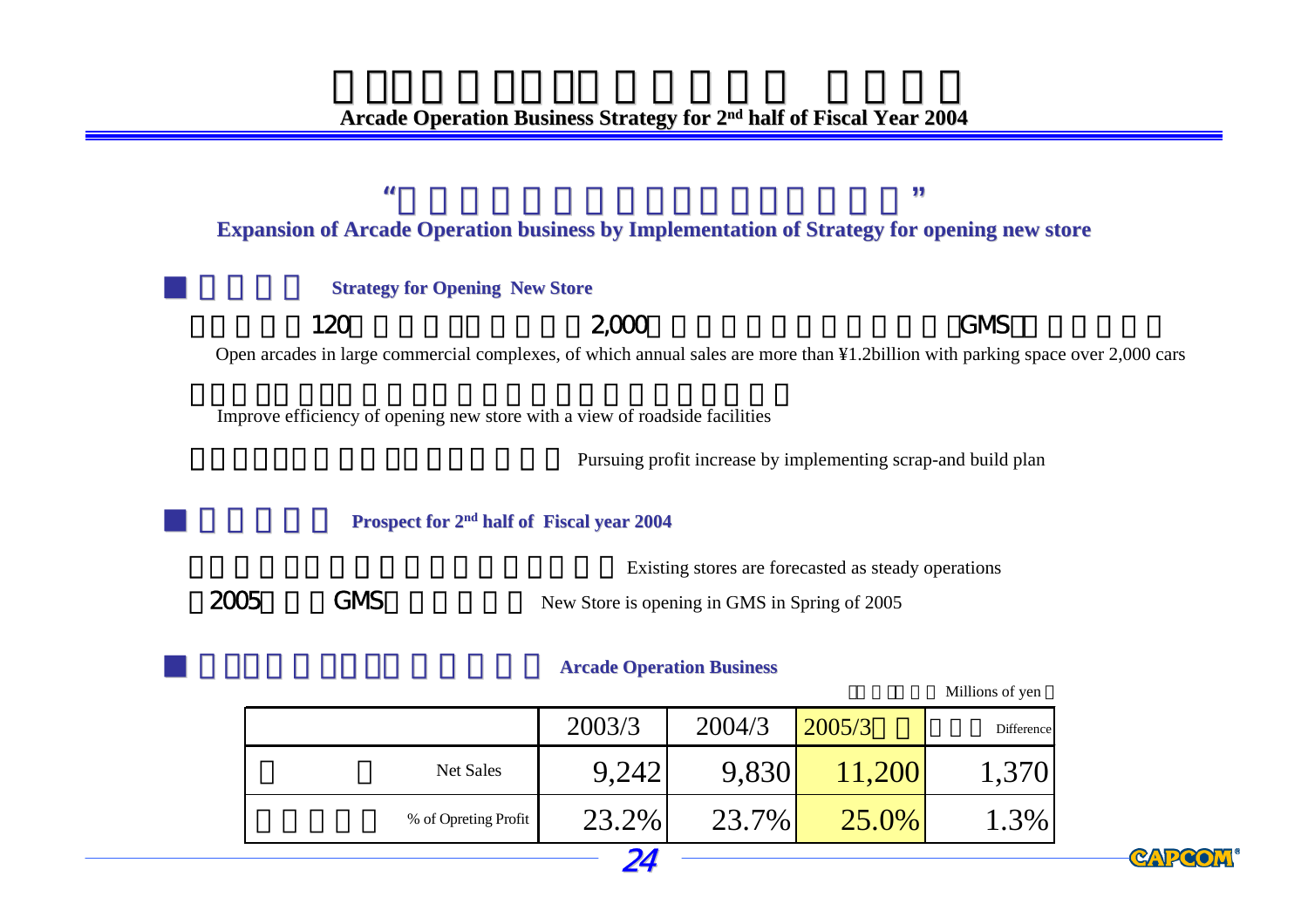# Arcade Operation Business Strategy for 2nd half of Fiscal Year 2004

## Expansion of Arcade Operation business by Implementation of Strategy for opening new store

### Strategy for Opening New Store

120 2,000 GMS

Open arcades in large commercial complexes, of which annual sales are more than ¥1.2billion with parking space over 2,000 cars

Improve efficiency of opening new store with a view of roadside facilities

Pursuing profit increase by implementing scrap-and build plan

### Prospect for 2nd half of Fiscal year 2004

Existing stores are forecasted as steady operations

2005 GMS New Store is opening in GMS in Spring of 2005

### Arcade Operation Business

Millions of yen

| | 2003/3 | 2004/3 | 2005/3 | Difference |
|---|---|---|---|---|
| Net Sales | 9,242 | 9,830 | 11,200 | 1,370 |
| % of Opreting Profit | 23.2% | 23.7% | 25.0% | 1.3% |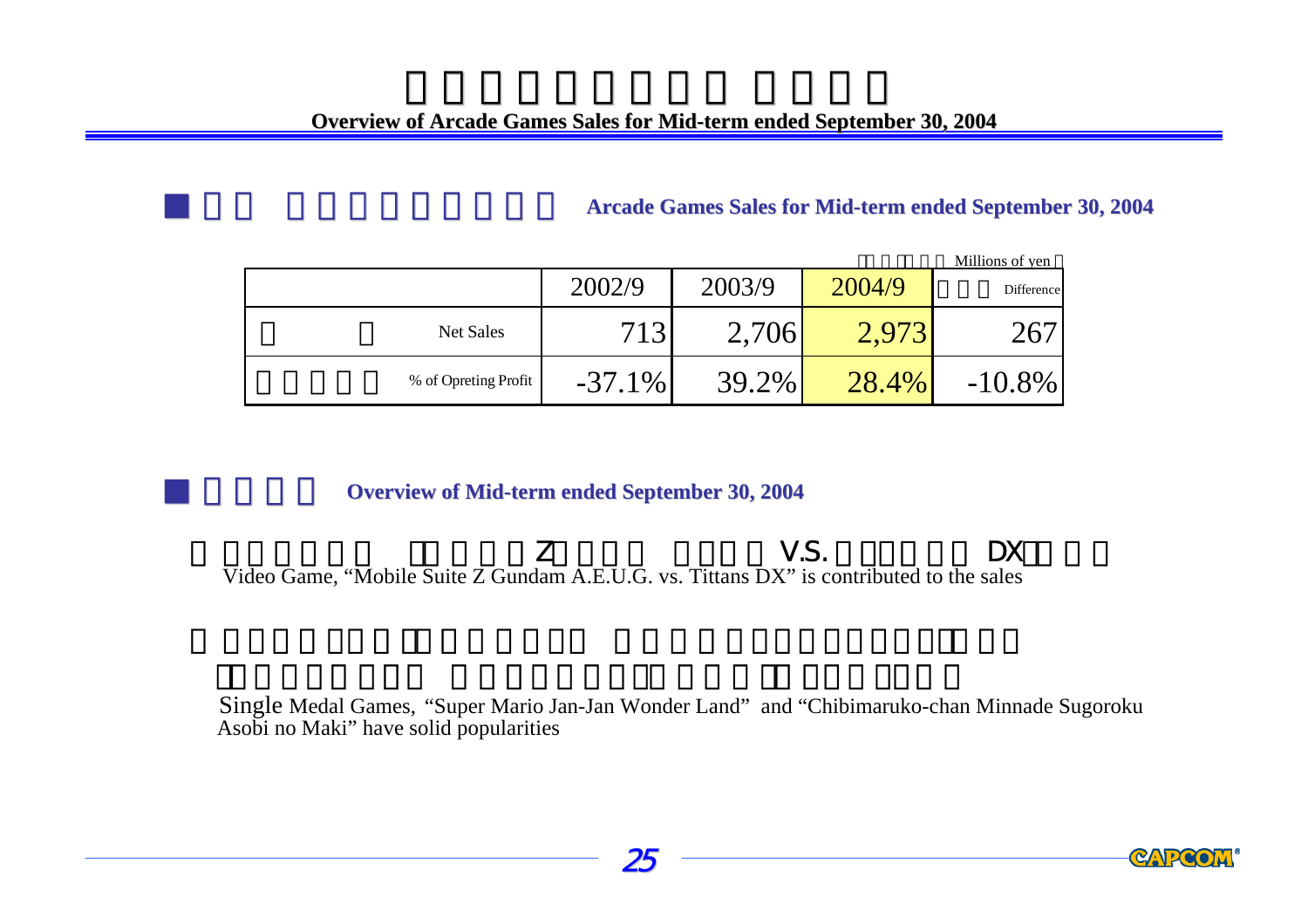# Overview of Arcade Games Sales for Mid-term ended September 30, 2004

## Arcade Games Sales for Mid-term ended September 30, 2004

Millions of yen

| | 2002/9 | 2003/9 | 2004/9 | Difference |
|---|---|---|---|---|
| Net Sales | 713 | 2,706 | 2,973 | 267 |
| % of Opreting Profit | -37.1% | 39.2% | 28.4% | -10.8% |

## Overview of Mid-term ended September 30, 2004

Z V.S. DX

Video Game, "Mobile Suite Z Gundam A.E.U.G. vs. Tittans DX" is contributed to the sales

Single Medal Games, "Super Mario Jan-Jan Wonder Land" and "Chibimaruko-chan Minnade Sugoroku Asobi no Maki" have solid popularities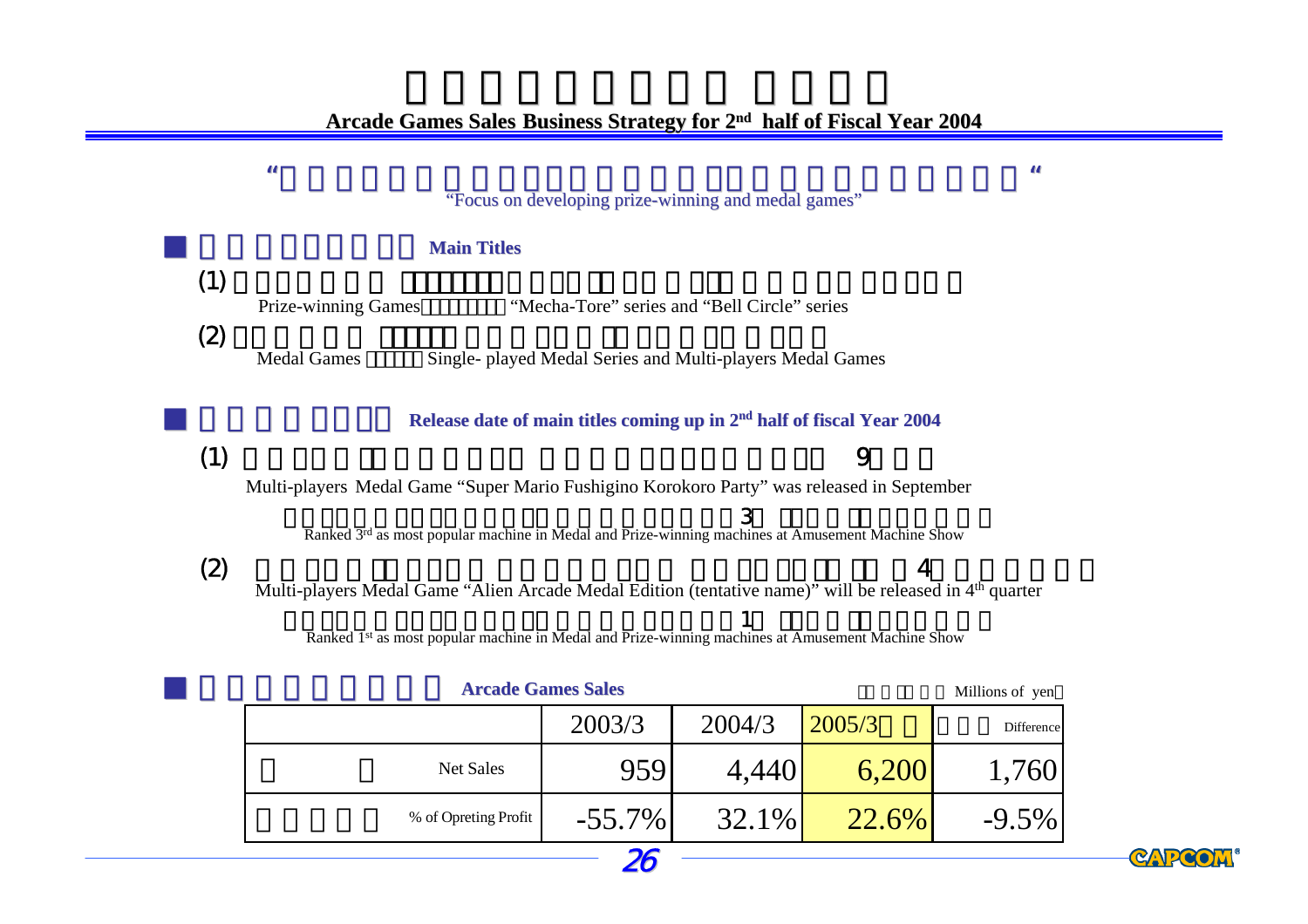# Arcade Games Sales Business Strategy for 2nd half of Fiscal Year 2004

"Focus on developing prize-winning and medal games"

## Main Titles

(1) Prize-winning Games "Mecha-Tore" series and "Bell Circle" series

(2) Medal Games Single- played Medal Series and Multi-players Medal Games

## Release date of main titles coming up in 2nd half of fiscal Year 2004

(1) Multi-players Medal Game "Super Mario Fushigino Korokoro Party" was released in September

Ranked 3rd as most popular machine in Medal and Prize-winning machines at Amusement Machine Show

(2) Multi-players Medal Game "Alien Arcade Medal Edition (tentative name)" will be released in 4th quarter

Ranked 1st as most popular machine in Medal and Prize-winning machines at Amusement Machine Show

## Arcade Games Sales

Millions of yen

| | 2003/3 | 2004/3 | 2005/3 | Difference |
|---|---|---|---|---|
| Net Sales | 959 | 4,440 | 6,200 | 1,760 |
| % of Opreting Profit | -55.7% | 32.1% | 22.6% | -9.5% |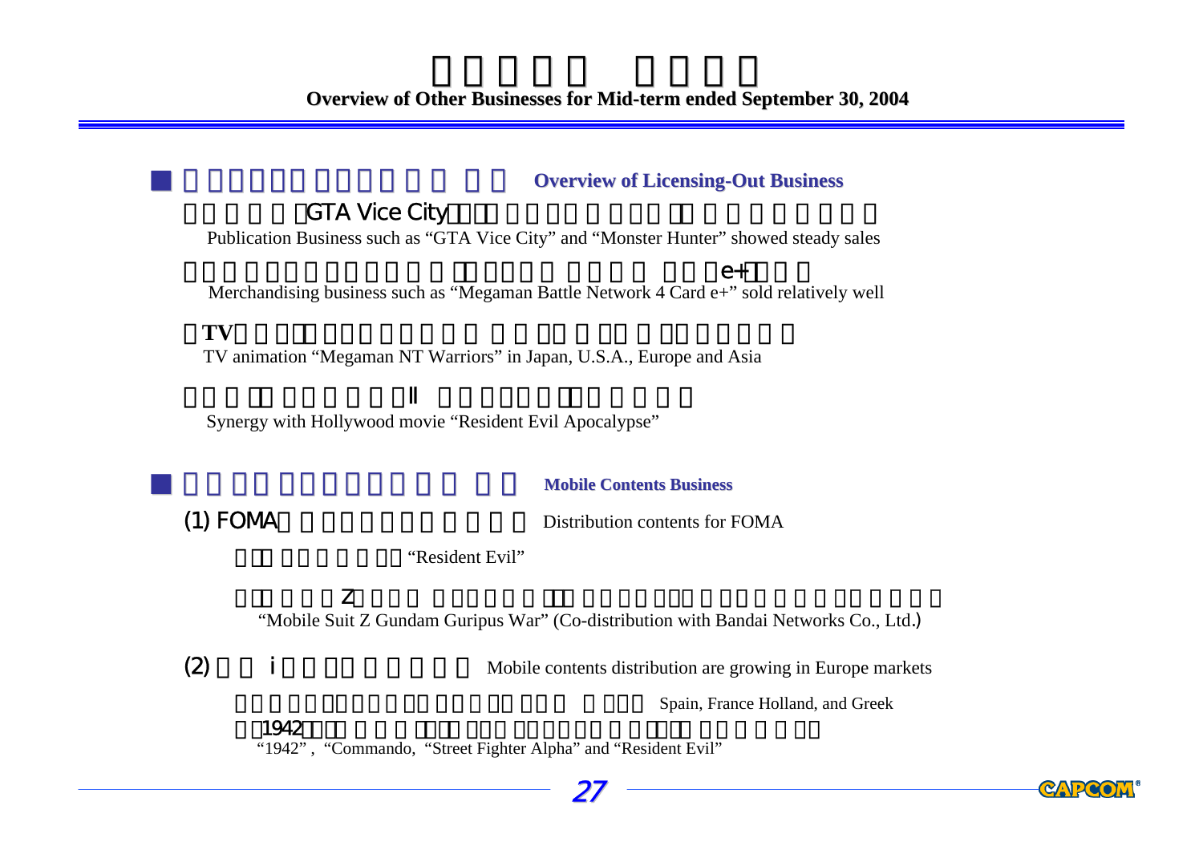## Overview of Other Businesses for Mid-term ended September 30, 2004

### Overview of Licensing-Out Business

GTA Vice City

Publication Business such as "GTA Vice City" and "Monster Hunter" showed steady sales

e+

Merchandising business such as "Megaman Battle Network 4 Card e+" sold relatively well

TV

TV animation "Megaman NT Warriors" in Japan, U.S.A., Europe and Asia

II

Synergy with Hollywood movie "Resident Evil Apocalypse"

### Mobile Contents Business

(1) FOMA Distribution contents for FOMA

"Resident Evil"

Z

"Mobile Suit Z Gundam Guripus War" (Co-distribution with Bandai Networks Co., Ltd.)

(2) i Mobile contents distribution are growing in Europe markets

Spain, France Holland, and Greek

1942

"1942" , "Commando, "Street Fighter Alpha" and "Resident Evil"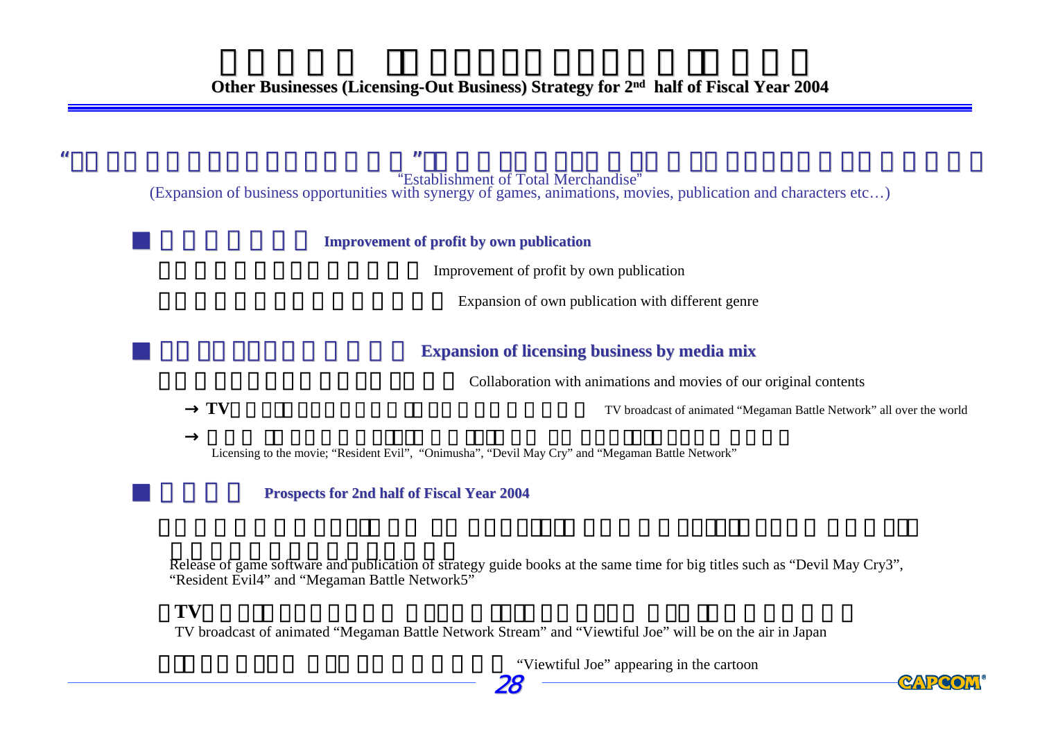# Other Businesses (Licensing-Out Business) Strategy for 2nd half of Fiscal Year 2004

"Establishment of Total Merchandise"
(Expansion of business opportunities with synergy of games, animations, movies, publication and characters etc…)

## Improvement of profit by own publication

- Improvement of profit by own publication
- Expansion of own publication with different genre

## Expansion of licensing business by media mix

- Collaboration with animations and movies of our original contents
  - → TV broadcast of animated "Megaman Battle Network" all over the world
  - → Licensing to the movie; "Resident Evil", "Onimusha", "Devil May Cry" and "Megaman Battle Network"

## Prospects for 2nd half of Fiscal Year 2004

- Release of game software and publication of strategy guide books at the same time for big titles such as "Devil May Cry3", "Resident Evil4" and "Megaman Battle Network5"
- TV broadcast of animated "Megaman Battle Network Stream" and "Viewtiful Joe" will be on the air in Japan
- "Viewtiful Joe" appearing in the cartoon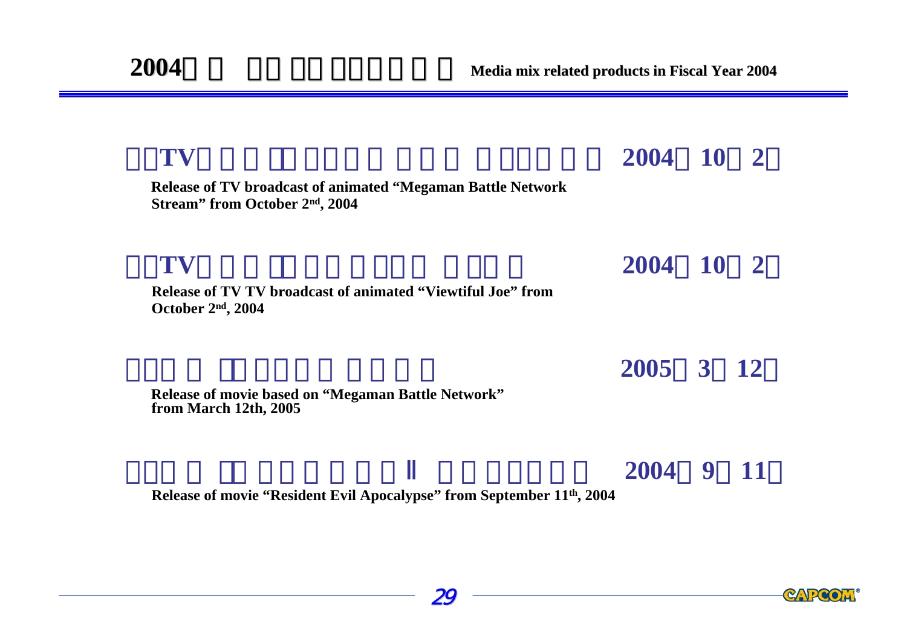# 2004 Media mix related products in Fiscal Year 2004

**TV 2004 10 2**

**Release of TV broadcast of animated "Megaman Battle Network Stream" from October 2nd, 2004**

**TV 2004 10 2**

**Release of TV TV broadcast of animated "Viewtiful Joe" from October 2nd, 2004**

**2005 3 12**

**Release of movie based on "Megaman Battle Network" from March 12th, 2005**

**Ⅱ 2004 9 11**

**Release of movie "Resident Evil Apocalypse" from September 11th, 2004**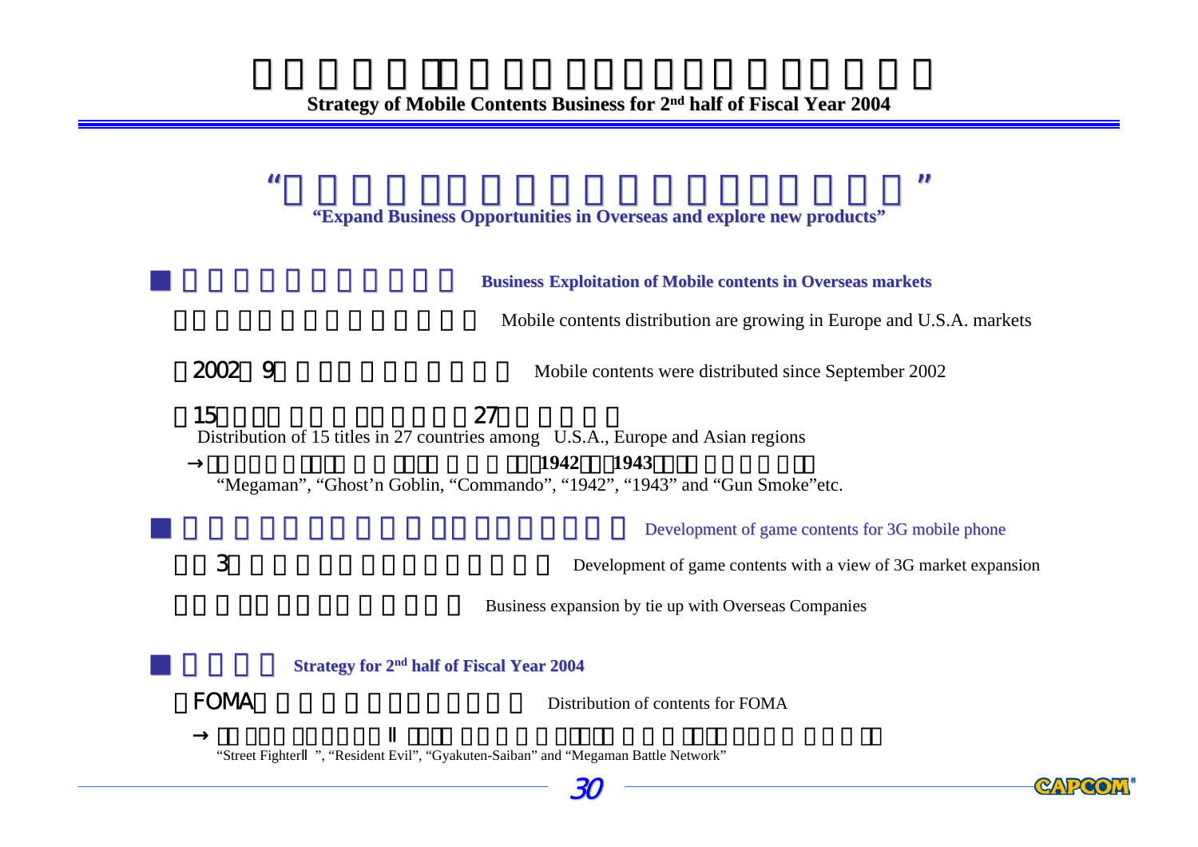## Strategy of Mobile Contents Business for 2nd half of Fiscal Year 2004

### "Expand Business Opportunities in Overseas and explore new products"

- **Business Exploitation of Mobile contents in Overseas markets**

  Mobile contents distribution are growing in Europe and U.S.A. markets

  2002 9 Mobile contents were distributed since September 2002

  15 27
  Distribution of 15 titles in 27 countries among U.S.A., Europe and Asian regions

  → **1942** **1943**
  "Megaman", "Ghost'n Goblin, "Commando", "1942", "1943" and "Gun Smoke"etc.

- **Development of game contents for 3G mobile phone**

  3 Development of game contents with a view of 3G market expansion

  Business expansion by tie up with Overseas Companies

- **Strategy for 2nd half of Fiscal Year 2004**

  FOMA Distribution of contents for FOMA

  → II
  "Street FighterII", "Resident Evil", "Gyakuten-Saiban" and "Megaman Battle Network"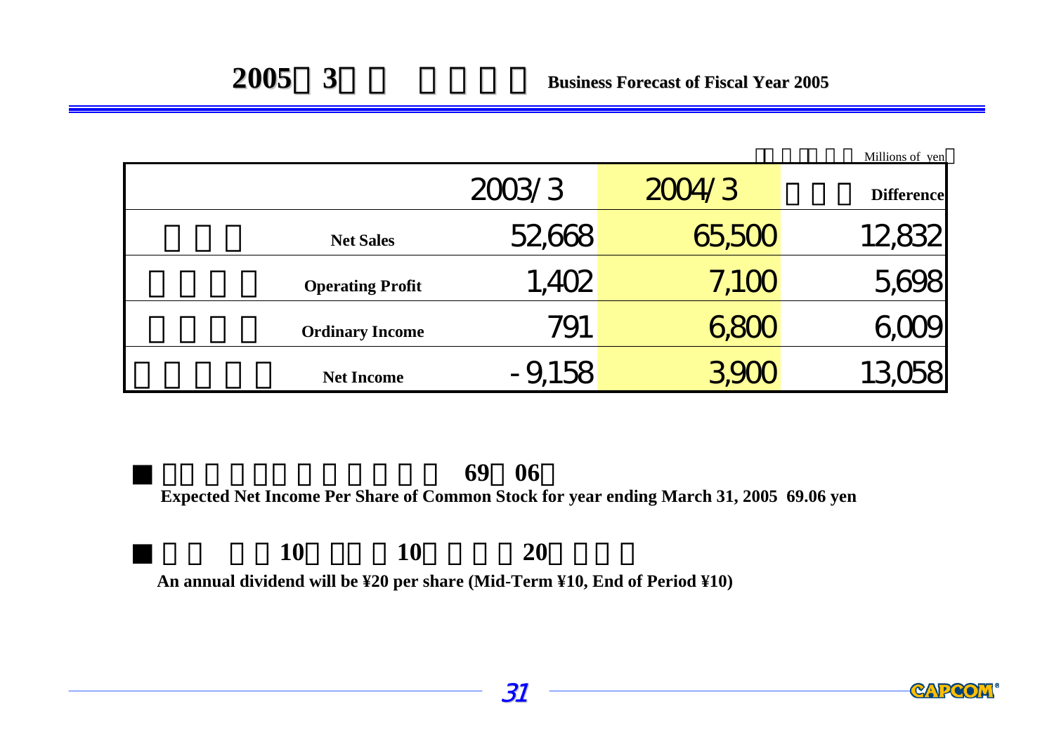## 2005 3 Business Forecast of Fiscal Year 2005

Millions of yen

| | 2003/3 | 2004/3 | Difference |
|---|---|---|---|
| Net Sales | 52,668 | 65,500 | 12,832 |
| Operating Profit | 1,402 | 7,100 | 5,698 |
| Ordinary Income | 791 | 6,800 | 6,009 |
| Net Income | -9,158 | 3,900 | 13,058 |

- **69 06**
  **Expected Net Income Per Share of Common Stock for year ending March 31, 2005 69.06 yen**

- **10 10 20**
  **An annual dividend will be ¥20 per share (Mid-Term ¥10, End of Period ¥10)**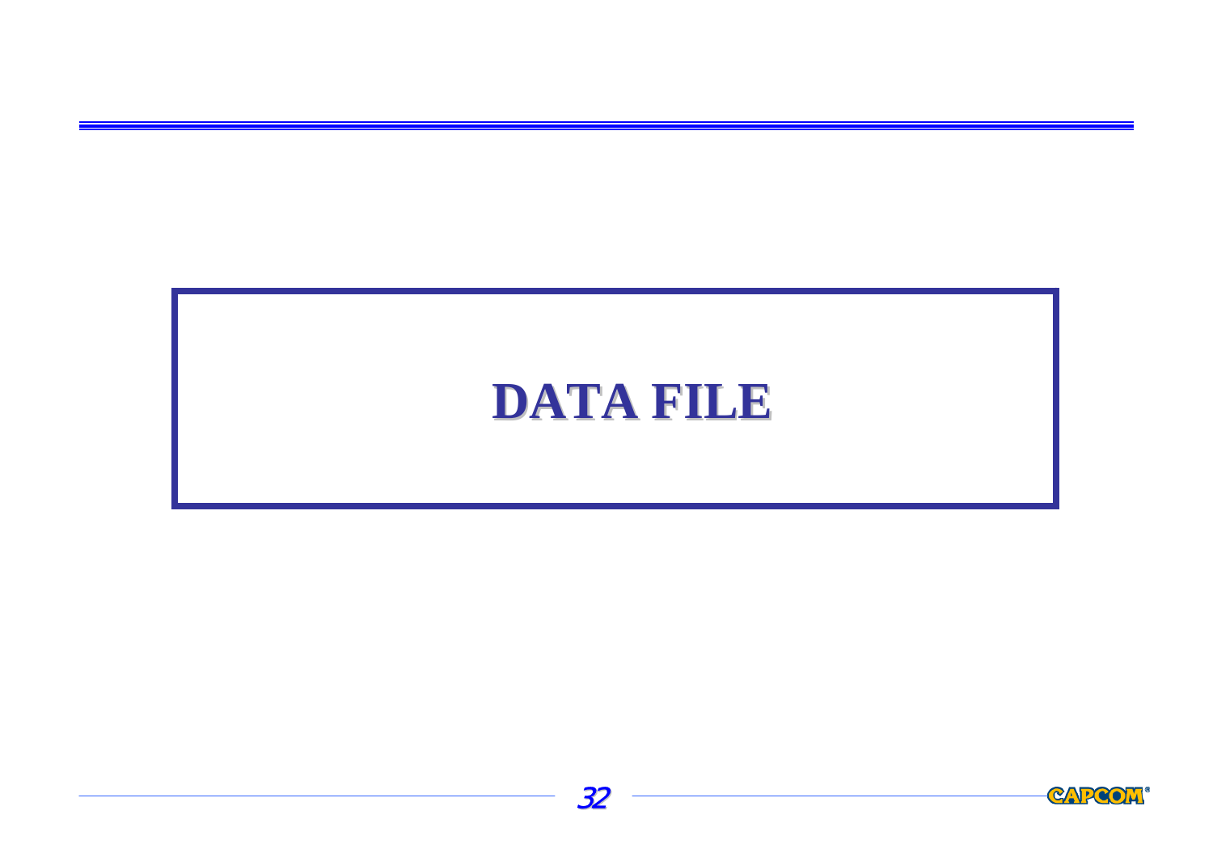# DATA FILE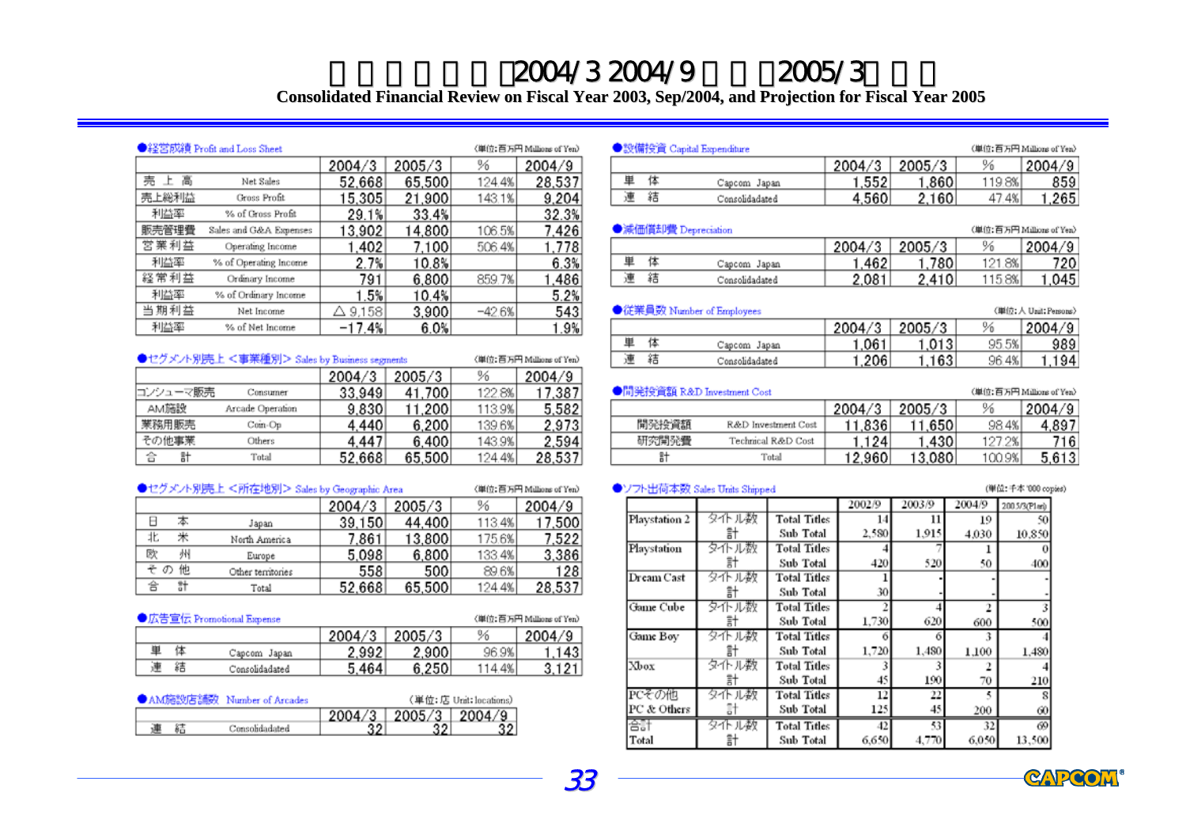# 2004/3 2004/9 2005/3

**Consolidated Financial Review on Fiscal Year 2003, Sep/2004, and Projection for Fiscal Year 2005**

●経営成績 Profit and Loss Sheet （単位：百万円 Millions of Yen）

| | | 2004/3 | 2005/3 | % | 2004/9 |
|---|---|---|---|---|---|
| 売上高 | Net Sales | 52,668 | 65,500 | 124.4% | 28,537 |
| 売上総利益 | Gross Profit | 15,305 | 21,900 | 143.1% | 9,204 |
| 利益率 | % of Gross Profit | 29.1% | 33.4% | | 32.3% |
| 販売管理費 | Sales and G&A Expenses | 13,902 | 14,800 | 106.5% | 7,426 |
| 営業利益 | Operating Income | 1,402 | 7,100 | 506.4% | 1,778 |
| 利益率 | % of Operating Income | 2.7% | 10.8% | | 6.3% |
| 経常利益 | Ordinary Income | 791 | 6,800 | 859.7% | 1,486 |
| 利益率 | % of Ordinary Income | 1.5% | 10.4% | | 5.2% |
| 当期利益 | Net Income | △9,158 | 3,900 | -42.6% | 543 |
| 利益率 | % of Net Income | -17.4% | 6.0% | | 1.9% |

●セグメント別売上 ＜事業種別＞ Sales by Business segments （単位：百万円 Millions of Yen）

| | | 2004/3 | 2005/3 | % | 2004/9 |
|---|---|---|---|---|---|
| コンシューマ販売 | Consumer | 33,949 | 41,700 | 122.8% | 17,387 |
| AM施設 | Arcade Operation | 9,830 | 11,200 | 113.9% | 5,582 |
| 業務用販売 | Coin-Op | 4,440 | 6,200 | 139.6% | 2,973 |
| その他事業 | Others | 4,447 | 6,400 | 143.9% | 2,594 |
| 合計 | Total | 52,668 | 65,500 | 124.4% | 28,537 |

●セグメント別売上 ＜所在地別＞ Sales by Geographic Area （単位：百万円 Millions of Yen）

| | | 2004/3 | 2005/3 | % | 2004/9 |
|---|---|---|---|---|---|
| 日本 | Japan | 39,150 | 44,400 | 113.4% | 17,500 |
| 北米 | North America | 7,861 | 13,800 | 175.6% | 7,522 |
| 欧州 | Europe | 5,098 | 6,800 | 133.4% | 3,386 |
| その他 | Other territories | 558 | 500 | 89.6% | 128 |
| 合計 | Total | 52,668 | 65,500 | 124.4% | 28,537 |

●広告宣伝 Promotional Expense （単位：百万円 Millions of Yen）

| | | 2004/3 | 2005/3 | % | 2004/9 |
|---|---|---|---|---|---|
| 単体 | Capcom Japan | 2,992 | 2,900 | 96.9% | 1,143 |
| 連結 | Consolidadated | 5,464 | 6,250 | 114.4% | 3,121 |

●AM施設店舗数 Number of Arcades （単位：店 Unit: locations）

| | | 2004/3 | 2005/3 | 2004/9 |
|---|---|---|---|---|
| 連結 | Consolidadated | 32 | 32 | 32 |

●設備投資 Capital Expenditure （単位：百万円 Millions of Yen）

| | | 2004/3 | 2005/3 | % | 2004/9 |
|---|---|---|---|---|---|
| 単体 | Capcom Japan | 1,552 | 1,860 | 119.8% | 859 |
| 連結 | Consolidadated | 4,560 | 2,160 | 47.4% | 1,265 |

●減価償却費 Depreciation （単位：百万円 Millions of Yen）

| | | 2004/3 | 2005/3 | % | 2004/9 |
|---|---|---|---|---|---|
| 単体 | Capcom Japan | 1,462 | 1,780 | 121.8% | 720 |
| 連結 | Consolidadated | 2,081 | 2,410 | 115.8% | 1,045 |

●従業員数 Number of Employees （単位：人 Unit: Persons）

| | | 2004/3 | 2005/3 | % | 2004/9 |
|---|---|---|---|---|---|
| 単体 | Capcom Japan | 1,061 | 1,013 | 95.5% | 989 |
| 連結 | Consolidadated | 1,206 | 1,163 | 96.4% | 1,194 |

●開発投資額 R&D Investment Cost （単位：百万円 Millions of Yen）

| | | 2004/3 | 2005/3 | % | 2004/9 |
|---|---|---|---|---|---|
| 開発投資額 | R&D Investment Cost | 11,836 | 11,650 | 98.4% | 4,897 |
| 研究開発費 | Technical R&D Cost | 1,124 | 1,430 | 127.2% | 716 |
| 計 | Total | 12,960 | 13,080 | 100.9% | 5,613 |

●ソフト出荷本数 Sales Units Shipped （単位：千本 '000 copies）

| | | | 2002/9 | 2003/9 | 2004/9 | 2005/3(Plan) |
|---|---|---|---|---|---|---|
| Playstation 2 | タイトル数 | Total Titles | 14 | 11 | 19 | 50 |
| | 計 | Sub Total | 2,580 | 1,915 | 4,030 | 10,850 |
| Playstation | タイトル数 | Total Titles | 4 | 7 | 1 | 0 |
| | 計 | Sub Total | 420 | 520 | 50 | 400 |
| Dream Cast | タイトル数 | Total Titles | 1 | - | - | - |
| | 計 | Sub Total | 30 | - | - | - |
| Game Cube | タイトル数 | Total Titles | 2 | 4 | 2 | 3 |
| | 計 | Sub Total | 1,730 | 620 | 600 | 500 |
| Game Boy | タイトル数 | Total Titles | 6 | 6 | 3 | 4 |
| | 計 | Sub Total | 1,720 | 1,480 | 1,100 | 1,480 |
| Xbox | タイトル数 | Total Titles | 3 | 3 | 2 | 4 |
| | 計 | Sub Total | 45 | 190 | 70 | 210 |
| PCその他 PC & Others | タイトル数 | Total Titles | 12 | 22 | 5 | 8 |
| | 計 | Sub Total | 125 | 45 | 200 | 60 |
| 合計 Total | タイトル数 | Total Titles | 42 | 53 | 32 | 69 |
| | 計 | Sub Total | 6,650 | 4,770 | 6,050 | 13,500 |